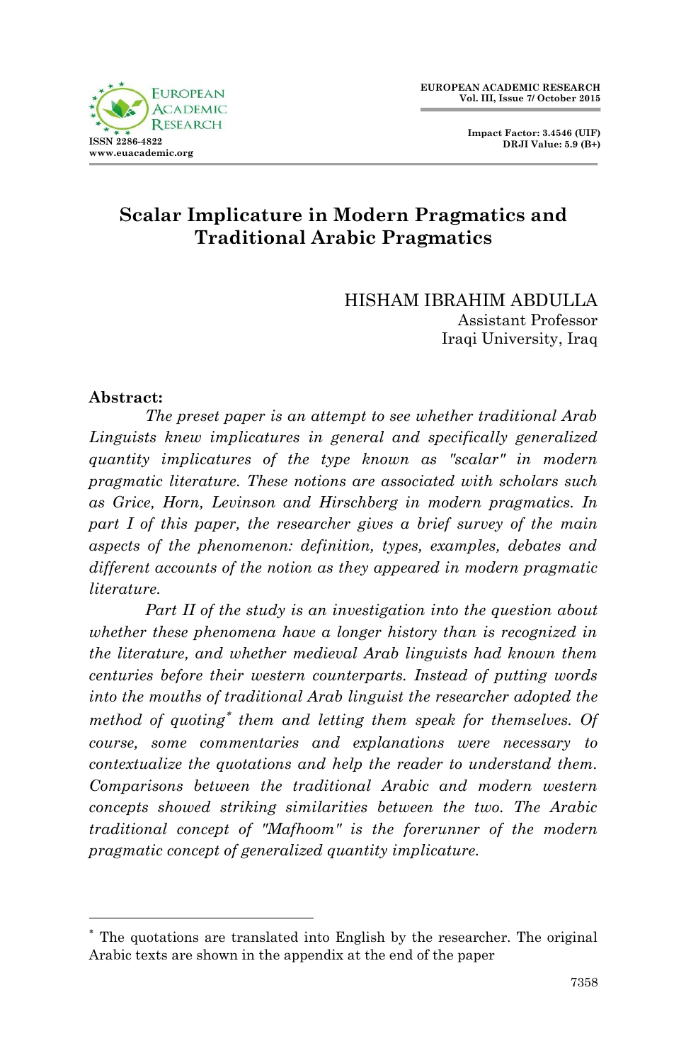# Scalar Implicature in Modern Pragmatics and Traditional Arabic Pragmatics

HISHAM IBRAHIM ABDULLA
Assistant Professor
Iraqi University, Iraq

**Abstract:**

*The preset paper is an attempt to see whether traditional Arab Linguists knew implicatures in general and specifically generalized quantity implicatures of the type known as "scalar" in modern pragmatic literature. These notions are associated with scholars such as Grice, Horn, Levinson and Hirschberg in modern pragmatics. In part I of this paper, the researcher gives a brief survey of the main aspects of the phenomenon: definition, types, examples, debates and different accounts of the notion as they appeared in modern pragmatic literature.*

*Part II of the study is an investigation into the question about whether these phenomena have a longer history than is recognized in the literature, and whether medieval Arab linguists had known them centuries before their western counterparts. Instead of putting words into the mouths of traditional Arab linguist the researcher adopted the method of quoting*\* *them and letting them speak for themselves. Of course, some commentaries and explanations were necessary to contextualize the quotations and help the reader to understand them. Comparisons between the traditional Arabic and modern western concepts showed striking similarities between the two. The Arabic traditional concept of "Mafhoom" is the forerunner of the modern pragmatic concept of generalized quantity implicature.*

---

\* The quotations are translated into English by the researcher. The original Arabic texts are shown in the appendix at the end of the paper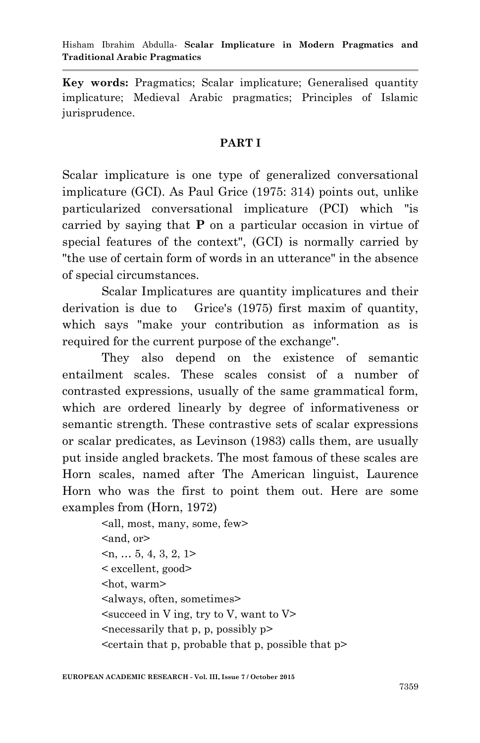**Key words:** Pragmatics; Scalar implicature; Generalised quantity implicature; Medieval Arabic pragmatics; Principles of Islamic jurisprudence.

## PART I

Scalar implicature is one type of generalized conversational implicature (GCI). As Paul Grice (1975: 314) points out, unlike particularized conversational implicature (PCI) which "is carried by saying that **P** on a particular occasion in virtue of special features of the context", (GCI) is normally carried by "the use of certain form of words in an utterance" in the absence of special circumstances.

Scalar Implicatures are quantity implicatures and their derivation is due to Grice's (1975) first maxim of quantity, which says "make your contribution as information as is required for the current purpose of the exchange".

They also depend on the existence of semantic entailment scales. These scales consist of a number of contrasted expressions, usually of the same grammatical form, which are ordered linearly by degree of informativeness or semantic strength. These contrastive sets of scalar expressions or scalar predicates, as Levinson (1983) calls them, are usually put inside angled brackets. The most famous of these scales are Horn scales, named after The American linguist, Laurence Horn who was the first to point them out. Here are some examples from (Horn, 1972)

<all, most, many, some, few>
<and, or>
<n, … 5, 4, 3, 2, 1>
< excellent, good>
<hot, warm>
<always, often, sometimes>
<succeed in V ing, try to V, want to V>
<necessarily that p, p, possibly p>
<certain that p, probable that p, possible that p>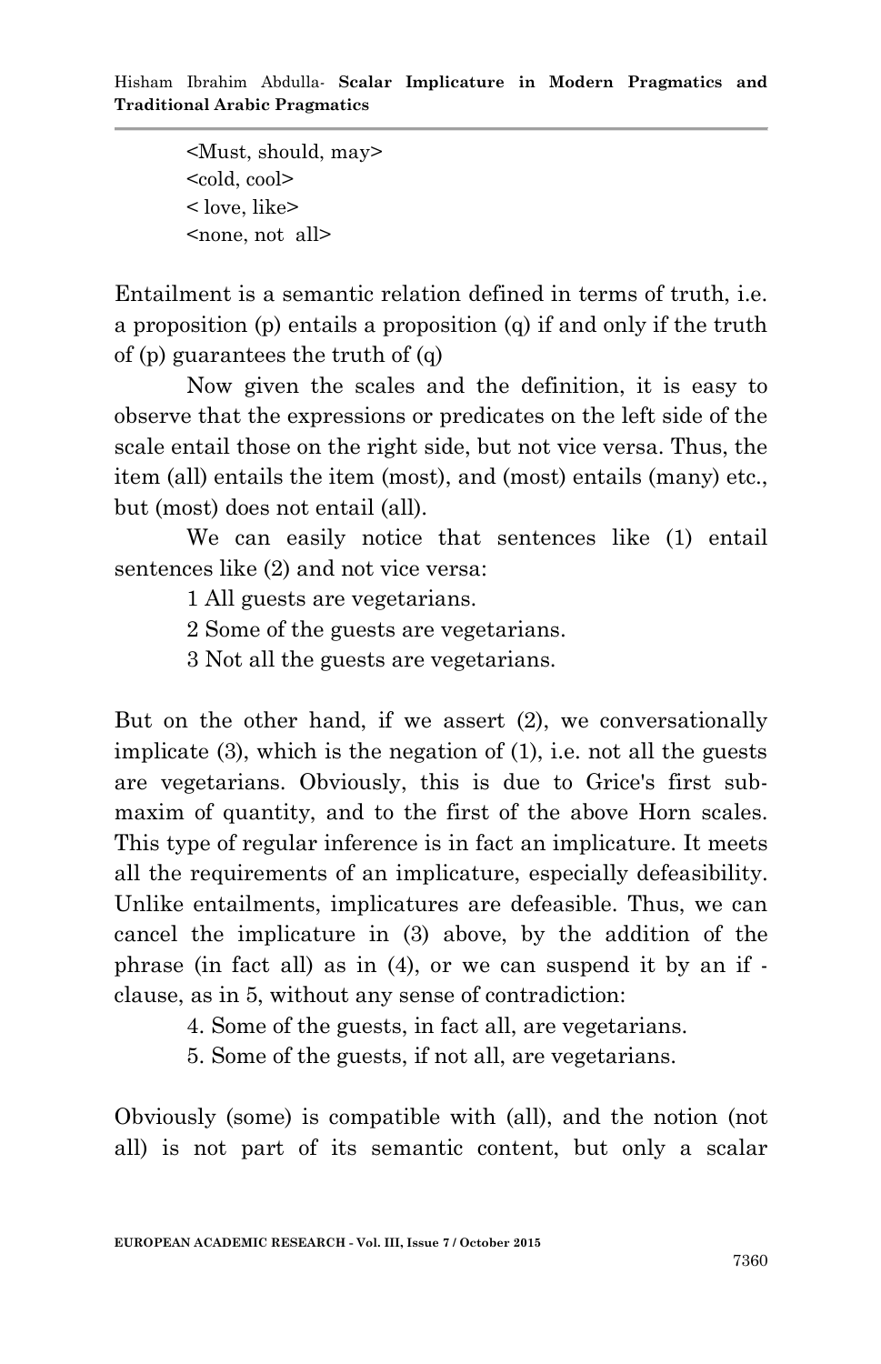<Must, should, may>
<cold, cool>
< love, like>
<none, not  all>

Entailment is a semantic relation defined in terms of truth, i.e. a proposition (p) entails a proposition (q) if and only if the truth of (p) guarantees the truth of (q)

Now given the scales and the definition, it is easy to observe that the expressions or predicates on the left side of the scale entail those on the right side, but not vice versa. Thus, the item (all) entails the item (most), and (most) entails (many) etc., but (most) does not entail (all).

We can easily notice that sentences like (1) entail sentences like (2) and not vice versa:

1 All guests are vegetarians.
2 Some of the guests are vegetarians.
3 Not all the guests are vegetarians.

But on the other hand, if we assert (2), we conversationally implicate (3), which is the negation of (1), i.e. not all the guests are vegetarians. Obviously, this is due to Grice's first sub-maxim of quantity, and to the first of the above Horn scales. This type of regular inference is in fact an implicature. It meets all the requirements of an implicature, especially defeasibility. Unlike entailments, implicatures are defeasible. Thus, we can cancel the implicature in (3) above, by the addition of the phrase (in fact all) as in (4), or we can suspend it by an if - clause, as in 5, without any sense of contradiction:

4. Some of the guests, in fact all, are vegetarians.
5. Some of the guests, if not all, are vegetarians.

Obviously (some) is compatible with (all), and the notion (not all) is not part of its semantic content, but only a scalar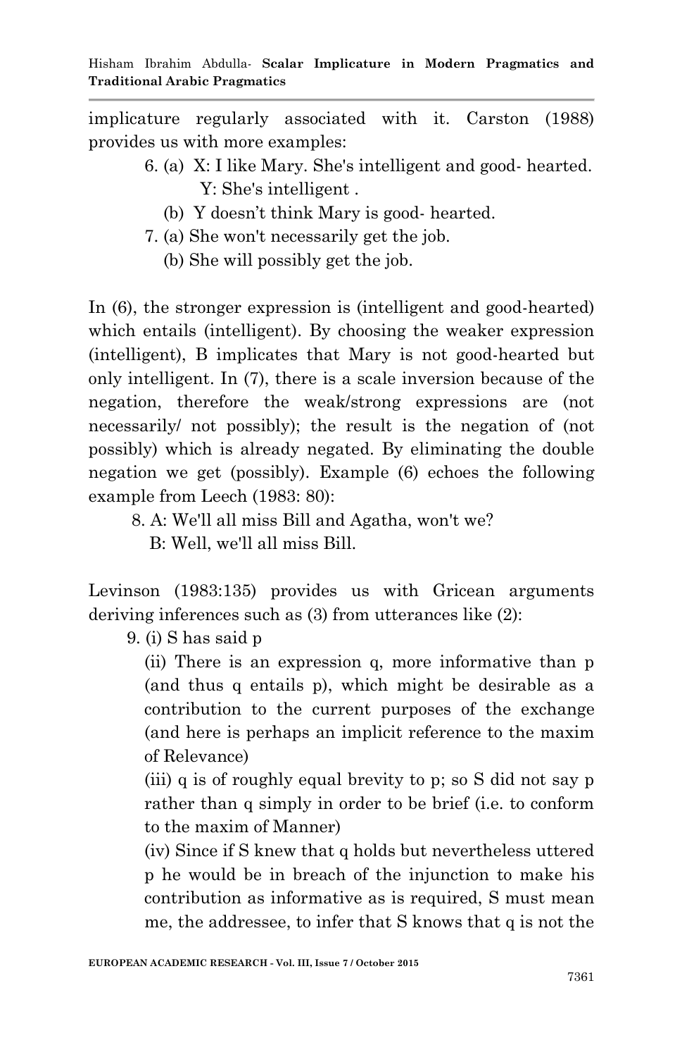implicature regularly associated with it. Carston (1988) provides us with more examples:

6. (a) X: I like Mary. She's intelligent and good- hearted.
   Y: She's intelligent .
   (b) Y doesn't think Mary is good- hearted.
7. (a) She won't necessarily get the job.
   (b) She will possibly get the job.

In (6), the stronger expression is (intelligent and good-hearted) which entails (intelligent). By choosing the weaker expression (intelligent), B implicates that Mary is not good-hearted but only intelligent. In (7), there is a scale inversion because of the negation, therefore the weak/strong expressions are (not necessarily/ not possibly); the result is the negation of (not possibly) which is already negated. By eliminating the double negation we get (possibly). Example (6) echoes the following example from Leech (1983: 80):

8. A: We'll all miss Bill and Agatha, won't we?
   B: Well, we'll all miss Bill.

Levinson (1983:135) provides us with Gricean arguments deriving inferences such as (3) from utterances like (2):

9. (i) S has said p

   (ii) There is an expression q, more informative than p (and thus q entails p), which might be desirable as a contribution to the current purposes of the exchange (and here is perhaps an implicit reference to the maxim of Relevance)

   (iii) q is of roughly equal brevity to p; so S did not say p rather than q simply in order to be brief (i.e. to conform to the maxim of Manner)

   (iv) Since if S knew that q holds but nevertheless uttered p he would be in breach of the injunction to make his contribution as informative as is required, S must mean me, the addressee, to infer that S knows that q is not the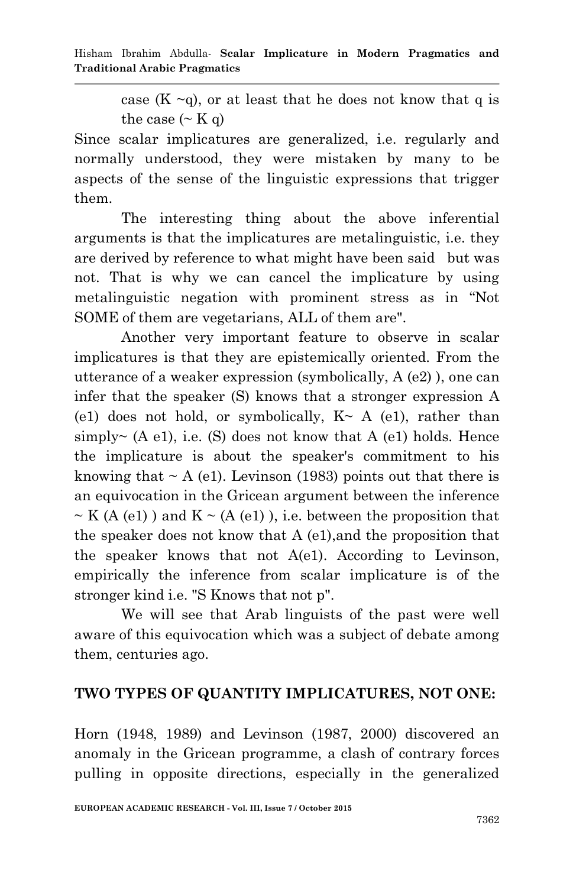case (K ~q), or at least that he does not know that q is the case (~ K q)

Since scalar implicatures are generalized, i.e. regularly and normally understood, they were mistaken by many to be aspects of the sense of the linguistic expressions that trigger them.

The interesting thing about the above inferential arguments is that the implicatures are metalinguistic, i.e. they are derived by reference to what might have been said but was not. That is why we can cancel the implicature by using metalinguistic negation with prominent stress as in "Not SOME of them are vegetarians, ALL of them are".

Another very important feature to observe in scalar implicatures is that they are epistemically oriented. From the utterance of a weaker expression (symbolically, A (e2) ), one can infer that the speaker (S) knows that a stronger expression A (e1) does not hold, or symbolically, K~ A (e1), rather than simply~ (A e1), i.e. (S) does not know that A (e1) holds. Hence the implicature is about the speaker's commitment to his knowing that ~ A (e1). Levinson (1983) points out that there is an equivocation in the Gricean argument between the inference ~ K (A (e1) ) and K ~ (A (e1) ), i.e. between the proposition that the speaker does not know that A (e1),and the proposition that the speaker knows that not A(e1). According to Levinson, empirically the inference from scalar implicature is of the stronger kind i.e. "S Knows that not p".

We will see that Arab linguists of the past were well aware of this equivocation which was a subject of debate among them, centuries ago.

## TWO TYPES OF QUANTITY IMPLICATURES, NOT ONE:

Horn (1948, 1989) and Levinson (1987, 2000) discovered an anomaly in the Gricean programme, a clash of contrary forces pulling in opposite directions, especially in the generalized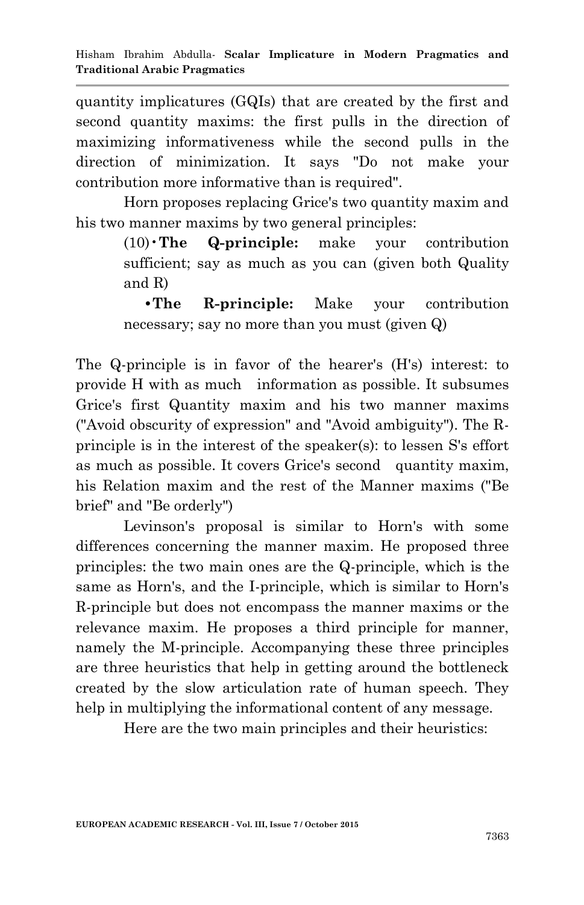quantity implicatures (GQIs) that are created by the first and second quantity maxims: the first pulls in the direction of maximizing informativeness while the second pulls in the direction of minimization. It says "Do not make your contribution more informative than is required".

Horn proposes replacing Grice's two quantity maxim and his two manner maxims by two general principles:

> (10) • **The Q-principle:** make your contribution sufficient; say as much as you can (given both Quality and R)
>
> • **The R-principle:** Make your contribution necessary; say no more than you must (given Q)

The Q-principle is in favor of the hearer's (H's) interest: to provide H with as much information as possible. It subsumes Grice's first Quantity maxim and his two manner maxims ("Avoid obscurity of expression" and "Avoid ambiguity"). The R-principle is in the interest of the speaker(s): to lessen S's effort as much as possible. It covers Grice's second quantity maxim, his Relation maxim and the rest of the Manner maxims ("Be brief" and "Be orderly")

Levinson's proposal is similar to Horn's with some differences concerning the manner maxim. He proposed three principles: the two main ones are the Q-principle, which is the same as Horn's, and the I-principle, which is similar to Horn's R-principle but does not encompass the manner maxims or the relevance maxim. He proposes a third principle for manner, namely the M-principle. Accompanying these three principles are three heuristics that help in getting around the bottleneck created by the slow articulation rate of human speech. They help in multiplying the informational content of any message.

Here are the two main principles and their heuristics: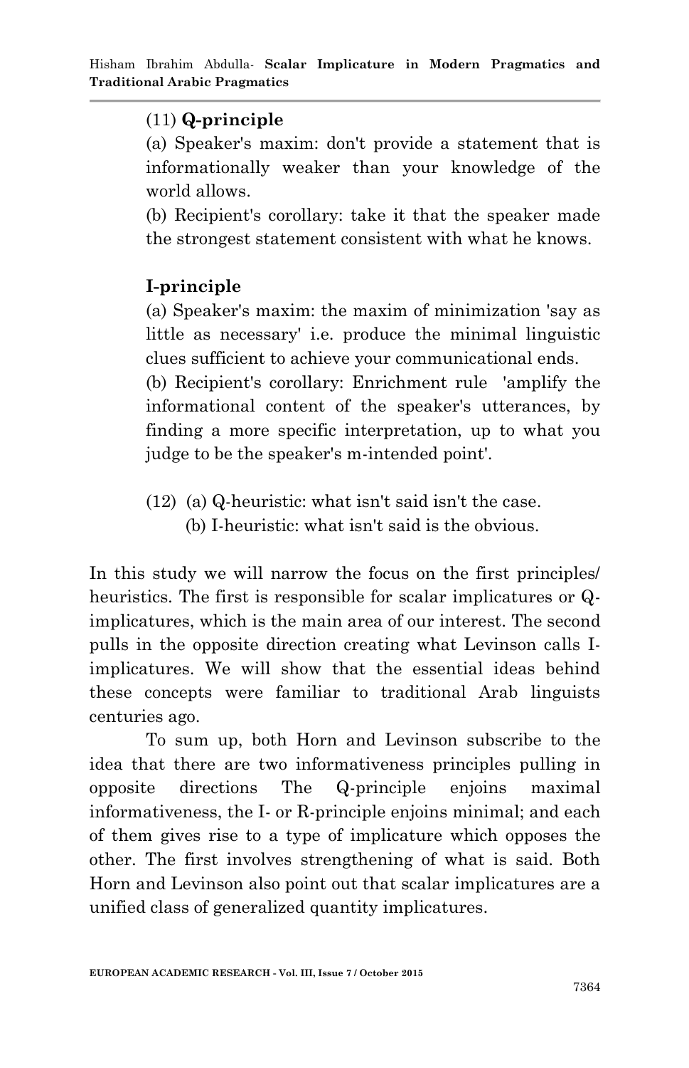(11) **Q-principle**

(a) Speaker's maxim: don't provide a statement that is informationally weaker than your knowledge of the world allows.

(b) Recipient's corollary: take it that the speaker made the strongest statement consistent with what he knows.

**I-principle**

(a) Speaker's maxim: the maxim of minimization 'say as little as necessary' i.e. produce the minimal linguistic clues sufficient to achieve your communicational ends.

(b) Recipient's corollary: Enrichment rule 'amplify the informational content of the speaker's utterances, by finding a more specific interpretation, up to what you judge to be the speaker's m-intended point'.

(12) (a) Q-heuristic: what isn't said isn't the case.
(b) I-heuristic: what isn't said is the obvious.

In this study we will narrow the focus on the first principles/ heuristics. The first is responsible for scalar implicatures or Q-implicatures, which is the main area of our interest. The second pulls in the opposite direction creating what Levinson calls I-implicatures. We will show that the essential ideas behind these concepts were familiar to traditional Arab linguists centuries ago.

To sum up, both Horn and Levinson subscribe to the idea that there are two informativeness principles pulling in opposite directions The Q-principle enjoins maximal informativeness, the I- or R-principle enjoins minimal; and each of them gives rise to a type of implicature which opposes the other. The first involves strengthening of what is said. Both Horn and Levinson also point out that scalar implicatures are a unified class of generalized quantity implicatures.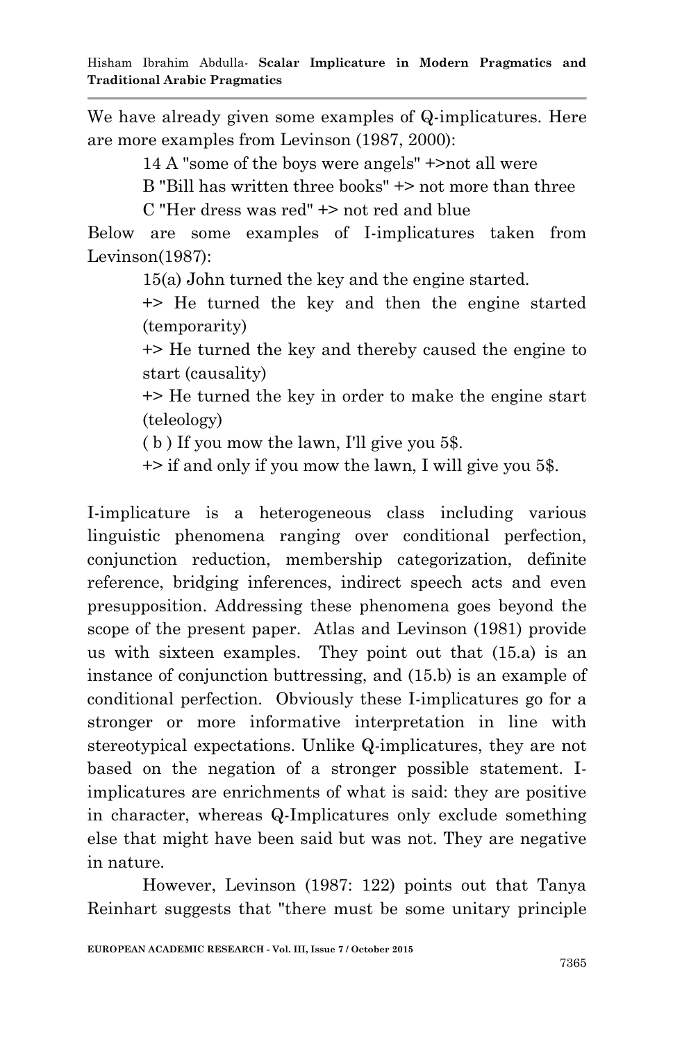We have already given some examples of Q-implicatures. Here are more examples from Levinson (1987, 2000):

14 A "some of the boys were angels" +>not all were

B "Bill has written three books" +> not more than three

C "Her dress was red" +> not red and blue

Below are some examples of I-implicatures taken from Levinson(1987):

15(a) John turned the key and the engine started.

+> He turned the key and then the engine started (temporarity)

+> He turned the key and thereby caused the engine to start (causality)

+> He turned the key in order to make the engine start (teleology)

( b ) If you mow the lawn, I'll give you 5$.

+> if and only if you mow the lawn, I will give you 5$.

I-implicature is a heterogeneous class including various linguistic phenomena ranging over conditional perfection, conjunction reduction, membership categorization, definite reference, bridging inferences, indirect speech acts and even presupposition. Addressing these phenomena goes beyond the scope of the present paper. Atlas and Levinson (1981) provide us with sixteen examples. They point out that (15.a) is an instance of conjunction buttressing, and (15.b) is an example of conditional perfection. Obviously these I-implicatures go for a stronger or more informative interpretation in line with stereotypical expectations. Unlike Q-implicatures, they are not based on the negation of a stronger possible statement. I-implicatures are enrichments of what is said: they are positive in character, whereas Q-Implicatures only exclude something else that might have been said but was not. They are negative in nature.

However, Levinson (1987: 122) points out that Tanya Reinhart suggests that "there must be some unitary principle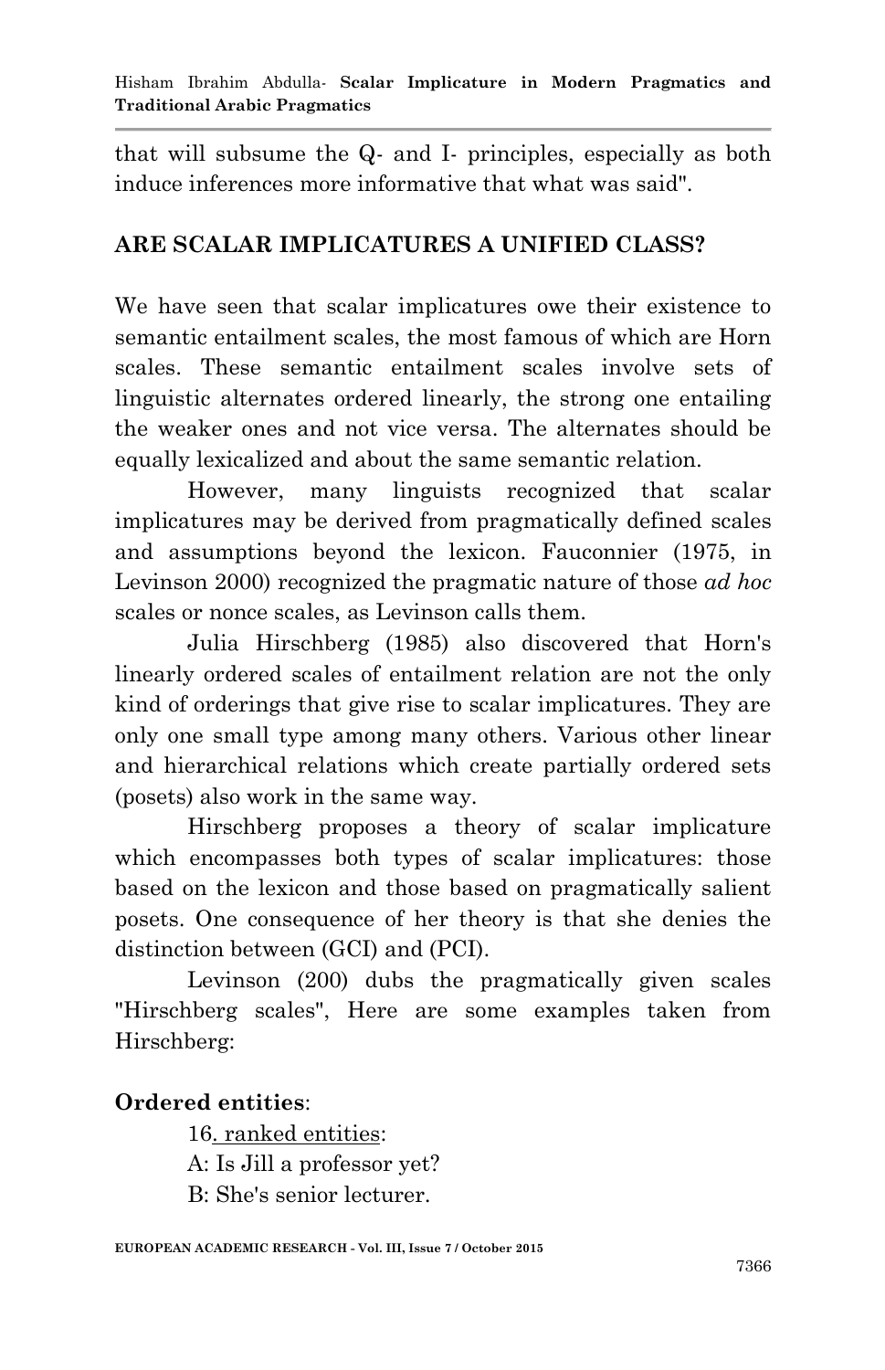that will subsume the Q- and I- principles, especially as both induce inferences more informative that what was said".

## ARE SCALAR IMPLICATURES A UNIFIED CLASS?

We have seen that scalar implicatures owe their existence to semantic entailment scales, the most famous of which are Horn scales. These semantic entailment scales involve sets of linguistic alternates ordered linearly, the strong one entailing the weaker ones and not vice versa. The alternates should be equally lexicalized and about the same semantic relation.

However, many linguists recognized that scalar implicatures may be derived from pragmatically defined scales and assumptions beyond the lexicon. Fauconnier (1975, in Levinson 2000) recognized the pragmatic nature of those *ad hoc* scales or nonce scales, as Levinson calls them.

Julia Hirschberg (1985) also discovered that Horn's linearly ordered scales of entailment relation are not the only kind of orderings that give rise to scalar implicatures. They are only one small type among many others. Various other linear and hierarchical relations which create partially ordered sets (posets) also work in the same way.

Hirschberg proposes a theory of scalar implicature which encompasses both types of scalar implicatures: those based on the lexicon and those based on pragmatically salient posets. One consequence of her theory is that she denies the distinction between (GCI) and (PCI).

Levinson (200) dubs the pragmatically given scales "Hirschberg scales", Here are some examples taken from Hirschberg:

**Ordered entities**:

16. ranked entities:
A: Is Jill a professor yet?
B: She's senior lecturer.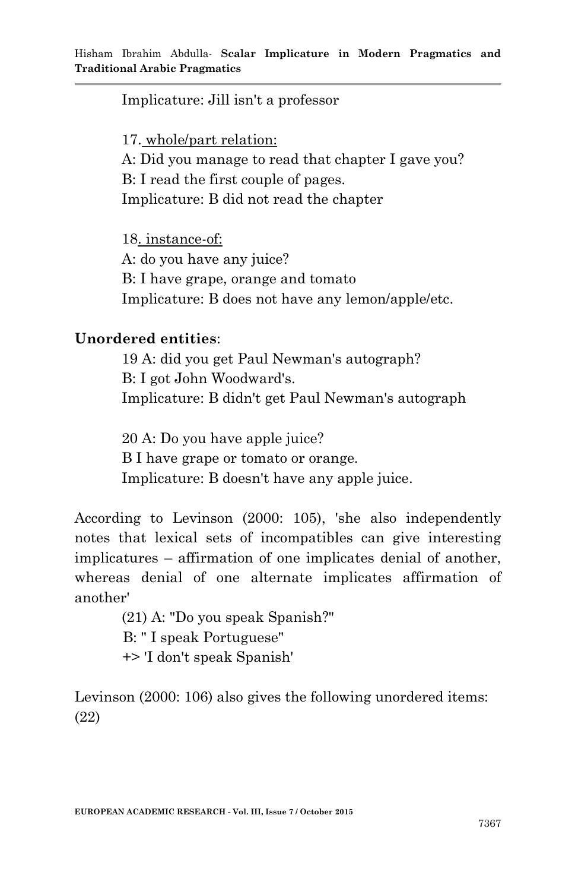Implicature: Jill isn't a professor

17. <u>whole/part relation:</u>

A: Did you manage to read that chapter I gave you?
B: I read the first couple of pages.
Implicature: B did not read the chapter

18<u>. instance-of:</u>

A: do you have any juice?
B: I have grape, orange and tomato
Implicature: B does not have any lemon/apple/etc.

**Unordered entities**:

19 A: did you get Paul Newman's autograph?
B: I got John Woodward's.
Implicature: B didn't get Paul Newman's autograph

20 A: Do you have apple juice?
B I have grape or tomato or orange.
Implicature: B doesn't have any apple juice.

According to Levinson (2000: 105), 'she also independently notes that lexical sets of incompatibles can give interesting implicatures – affirmation of one implicates denial of another, whereas denial of one alternate implicates affirmation of another'

(21) A: "Do you speak Spanish?"
B: " I speak Portuguese"
+> 'I don't speak Spanish'

Levinson (2000: 106) also gives the following unordered items: (22)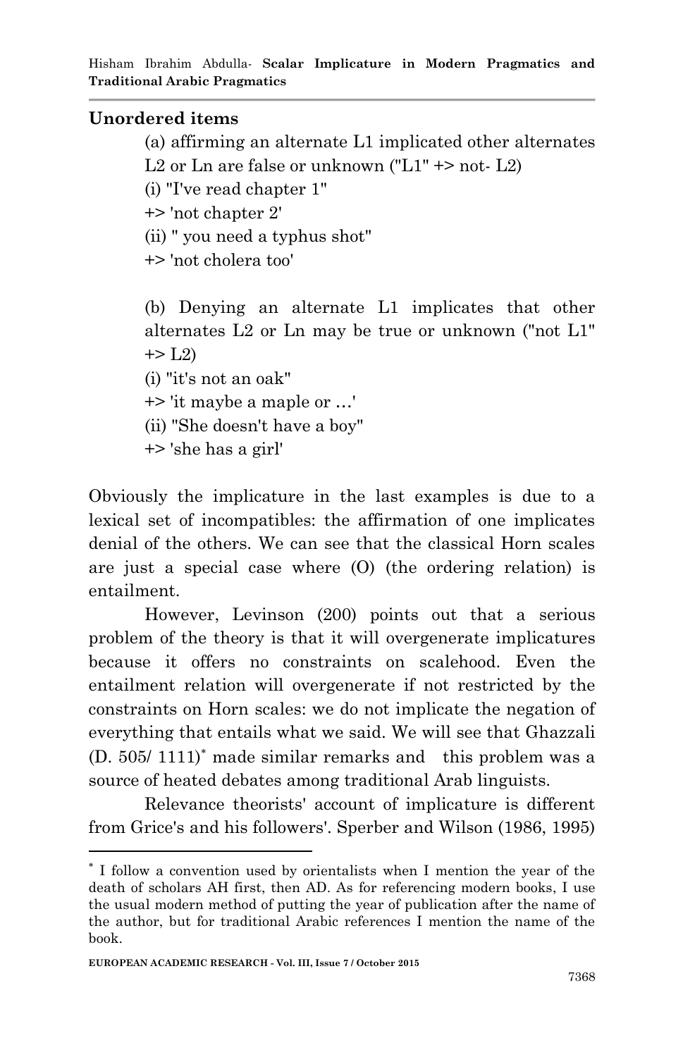**Unordered items**

(a) affirming an alternate L1 implicated other alternates L2 or Ln are false or unknown ("L1" +> not- L2)

(i) "I've read chapter 1"

+> 'not chapter 2'

(ii) " you need a typhus shot"

+> 'not cholera too'

(b) Denying an alternate L1 implicates that other alternates L2 or Ln may be true or unknown ("not L1" +> L2)

(i) "it's not an oak"

+> 'it maybe a maple or …'

(ii) "She doesn't have a boy"

+> 'she has a girl'

Obviously the implicature in the last examples is due to a lexical set of incompatibles: the affirmation of one implicates denial of the others. We can see that the classical Horn scales are just a special case where (O) (the ordering relation) is entailment.

However, Levinson (200) points out that a serious problem of the theory is that it will overgenerate implicatures because it offers no constraints on scalehood. Even the entailment relation will overgenerate if not restricted by the constraints on Horn scales: we do not implicate the negation of everything that entails what we said. We will see that Ghazzali (D. 505/ 1111)[*] made similar remarks and this problem was a source of heated debates among traditional Arab linguists.

Relevance theorists' account of implicature is different from Grice's and his followers'. Sperber and Wilson (1986, 1995)

---

[*] I follow a convention used by orientalists when I mention the year of the death of scholars AH first, then AD. As for referencing modern books, I use the usual modern method of putting the year of publication after the name of the author, but for traditional Arabic references I mention the name of the book.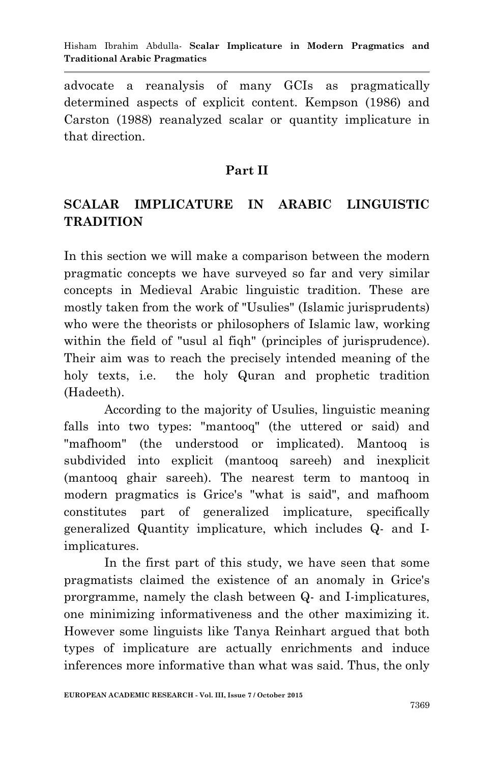advocate a reanalysis of many GCIs as pragmatically determined aspects of explicit content. Kempson (1986) and Carston (1988) reanalyzed scalar or quantity implicature in that direction.

## Part II

## SCALAR IMPLICATURE IN ARABIC LINGUISTIC TRADITION

In this section we will make a comparison between the modern pragmatic concepts we have surveyed so far and very similar concepts in Medieval Arabic linguistic tradition. These are mostly taken from the work of "Usulies" (Islamic jurisprudents) who were the theorists or philosophers of Islamic law, working within the field of "usul al fiqh" (principles of jurisprudence). Their aim was to reach the precisely intended meaning of the holy texts, i.e. the holy Quran and prophetic tradition (Hadeeth).

According to the majority of Usulies, linguistic meaning falls into two types: "mantooq" (the uttered or said) and "mafhoom" (the understood or implicated). Mantooq is subdivided into explicit (mantooq sareeh) and inexplicit (mantooq ghair sareeh). The nearest term to mantooq in modern pragmatics is Grice's "what is said", and mafhoom constitutes part of generalized implicature, specifically generalized Quantity implicature, which includes Q- and I-implicatures.

In the first part of this study, we have seen that some pragmatists claimed the existence of an anomaly in Grice's prorgramme, namely the clash between Q- and I-implicatures, one minimizing informativeness and the other maximizing it. However some linguists like Tanya Reinhart argued that both types of implicature are actually enrichments and induce inferences more informative than what was said. Thus, the only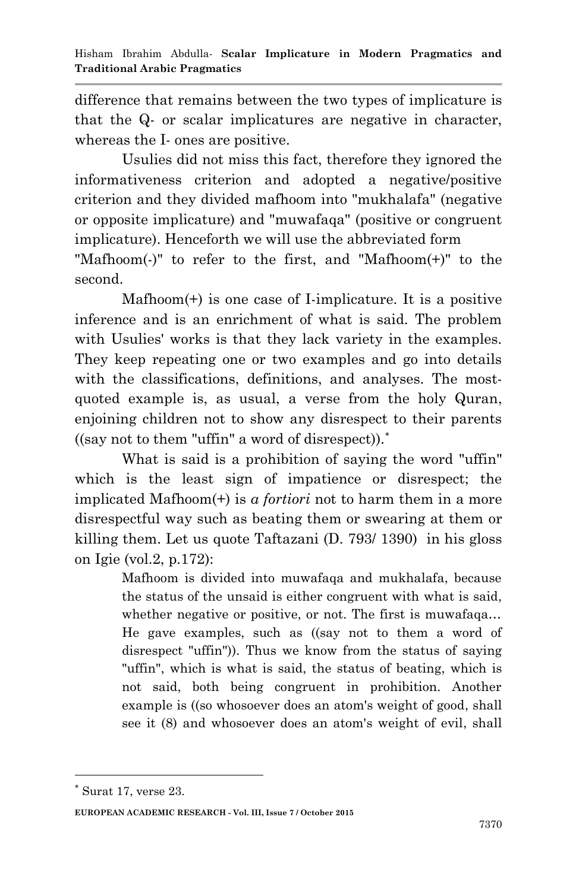difference that remains between the two types of implicature is that the Q- or scalar implicatures are negative in character, whereas the I- ones are positive.

Usulies did not miss this fact, therefore they ignored the informativeness criterion and adopted a negative/positive criterion and they divided mafhoom into "mukhalafa" (negative or opposite implicature) and "muwafaqa" (positive or congruent implicature). Henceforth we will use the abbreviated form "Mafhoom(-)" to refer to the first, and "Mafhoom(+)" to the second.

Mafhoom(+) is one case of I-implicature. It is a positive inference and is an enrichment of what is said. The problem with Usulies' works is that they lack variety in the examples. They keep repeating one or two examples and go into details with the classifications, definitions, and analyses. The most-quoted example is, as usual, a verse from the holy Quran, enjoining children not to show any disrespect to their parents ((say not to them "uffin" a word of disrespect)).[*]

What is said is a prohibition of saying the word "uffin" which is the least sign of impatience or disrespect; the implicated Mafhoom(+) is *a fortiori* not to harm them in a more disrespectful way such as beating them or swearing at them or killing them. Let us quote Taftazani (D. 793/ 1390) in his gloss on Igie (vol.2, p.172):

> Mafhoom is divided into muwafaqa and mukhalafa, because the status of the unsaid is either congruent with what is said, whether negative or positive, or not. The first is muwafaqa… He gave examples, such as ((say not to them a word of disrespect "uffin")). Thus we know from the status of saying "uffin", which is what is said, the status of beating, which is not said, both being congruent in prohibition. Another example is ((so whosoever does an atom's weight of good, shall see it (8) and whosoever does an atom's weight of evil, shall

[*] Surat 17, verse 23.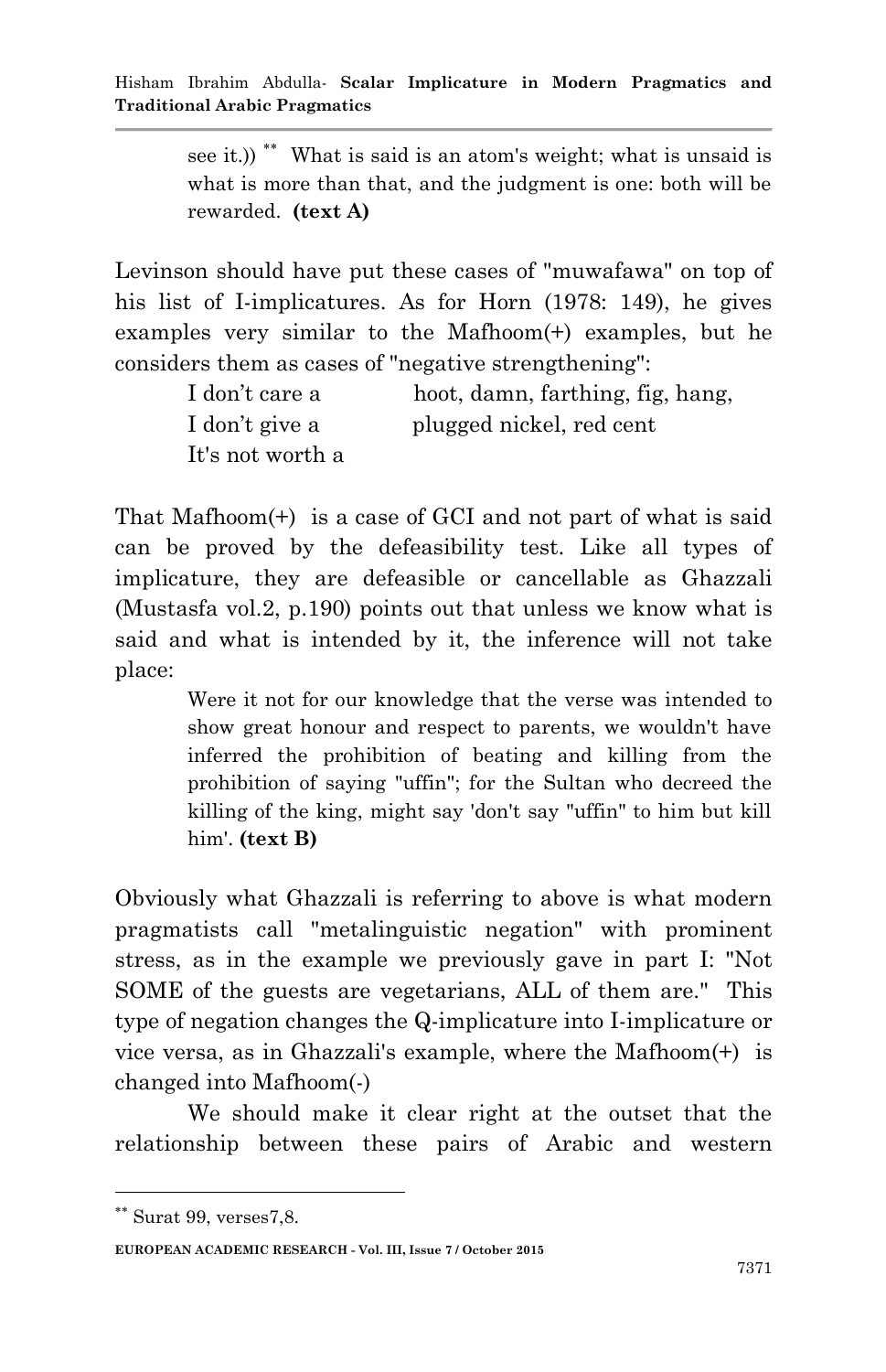see it.)) [**] What is said is an atom's weight; what is unsaid is what is more than that, and the judgment is one: both will be rewarded. **(text A)**

Levinson should have put these cases of "muwafawa" on top of his list of I-implicatures. As for Horn (1978: 149), he gives examples very similar to the Mafhoom(+) examples, but he considers them as cases of "negative strengthening":

| | |
|---|---|
| I don't care a | hoot, damn, farthing, fig, hang, |
| I don't give a | plugged nickel, red cent |
| It's not worth a | |

That Mafhoom(+) is a case of GCI and not part of what is said can be proved by the defeasibility test. Like all types of implicature, they are defeasible or cancellable as Ghazzali (Mustasfa vol.2, p.190) points out that unless we know what is said and what is intended by it, the inference will not take place:

> Were it not for our knowledge that the verse was intended to show great honour and respect to parents, we wouldn't have inferred the prohibition of beating and killing from the prohibition of saying "uffin"; for the Sultan who decreed the killing of the king, might say 'don't say "uffin" to him but kill him'. **(text B)**

Obviously what Ghazzali is referring to above is what modern pragmatists call "metalinguistic negation" with prominent stress, as in the example we previously gave in part I: "Not SOME of the guests are vegetarians, ALL of them are." This type of negation changes the Q-implicature into I-implicature or vice versa, as in Ghazzali's example, where the Mafhoom(+) is changed into Mafhoom(-)

We should make it clear right at the outset that the relationship between these pairs of Arabic and western

---

[**] Surat 99, verses7,8.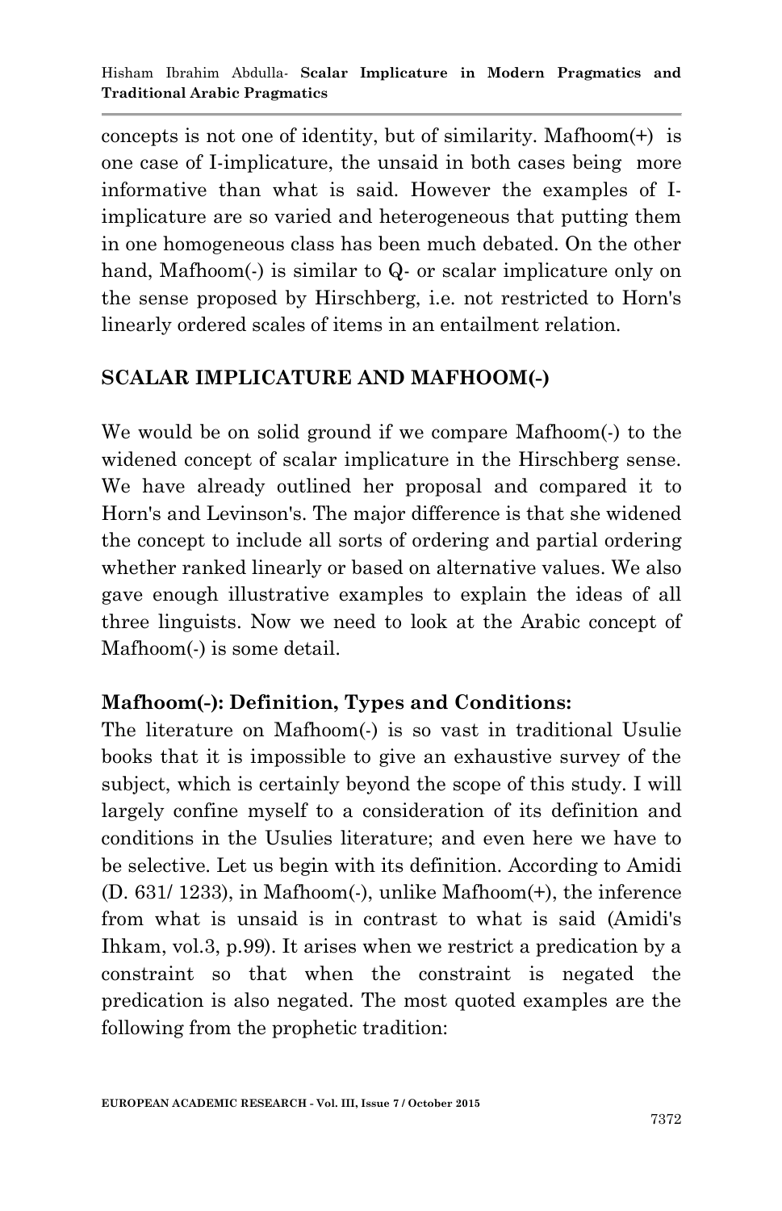concepts is not one of identity, but of similarity. Mafhoom(+) is one case of I-implicature, the unsaid in both cases being more informative than what is said. However the examples of I-implicature are so varied and heterogeneous that putting them in one homogeneous class has been much debated. On the other hand, Mafhoom(-) is similar to Q- or scalar implicature only on the sense proposed by Hirschberg, i.e. not restricted to Horn's linearly ordered scales of items in an entailment relation.

## SCALAR IMPLICATURE AND MAFHOOM(-)

We would be on solid ground if we compare Mafhoom(-) to the widened concept of scalar implicature in the Hirschberg sense. We have already outlined her proposal and compared it to Horn's and Levinson's. The major difference is that she widened the concept to include all sorts of ordering and partial ordering whether ranked linearly or based on alternative values. We also gave enough illustrative examples to explain the ideas of all three linguists. Now we need to look at the Arabic concept of Mafhoom(-) is some detail.

### Mafhoom(-): Definition, Types and Conditions:

The literature on Mafhoom(-) is so vast in traditional Usulie books that it is impossible to give an exhaustive survey of the subject, which is certainly beyond the scope of this study. I will largely confine myself to a consideration of its definition and conditions in the Usulies literature; and even here we have to be selective. Let us begin with its definition. According to Amidi (D. 631/ 1233), in Mafhoom(-), unlike Mafhoom(+), the inference from what is unsaid is in contrast to what is said (Amidi's Ihkam, vol.3, p.99). It arises when we restrict a predication by a constraint so that when the constraint is negated the predication is also negated. The most quoted examples are the following from the prophetic tradition: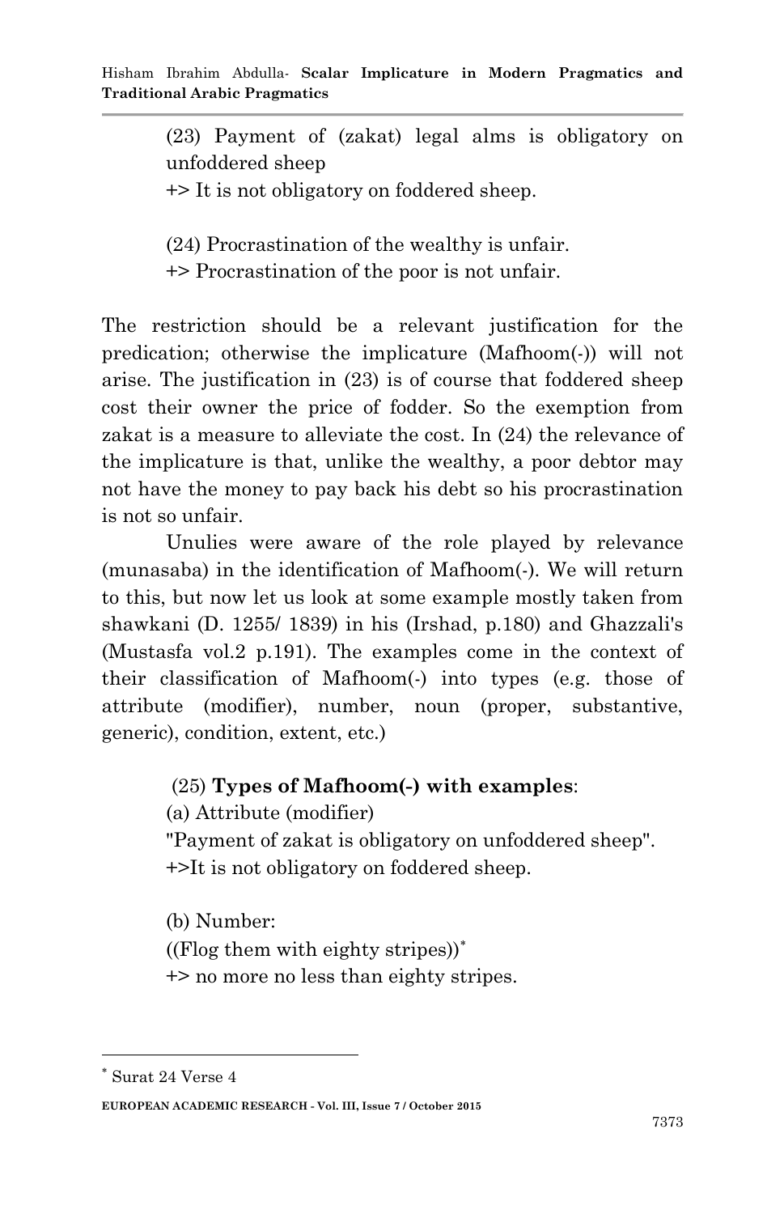(23) Payment of (zakat) legal alms is obligatory on unfoddered sheep

+> It is not obligatory on foddered sheep.

(24) Procrastination of the wealthy is unfair.

+> Procrastination of the poor is not unfair.

The restriction should be a relevant justification for the predication; otherwise the implicature (Mafhoom(-)) will not arise. The justification in (23) is of course that foddered sheep cost their owner the price of fodder. So the exemption from zakat is a measure to alleviate the cost. In (24) the relevance of the implicature is that, unlike the wealthy, a poor debtor may not have the money to pay back his debt so his procrastination is not so unfair.

Unulies were aware of the role played by relevance (munasaba) in the identification of Mafhoom(-). We will return to this, but now let us look at some example mostly taken from shawkani (D. 1255/ 1839) in his (Irshad, p.180) and Ghazzali's (Mustasfa vol.2 p.191). The examples come in the context of their classification of Mafhoom(-) into types (e.g. those of attribute (modifier), number, noun (proper, substantive, generic), condition, extent, etc.)

(25) **Types of Mafhoom(-) with examples**:

(a) Attribute (modifier)

"Payment of zakat is obligatory on unfoddered sheep".

+>It is not obligatory on foddered sheep.

(b) Number:

((Flog them with eighty stripes))*

+> no more no less than eighty stripes.

---

* Surat 24 Verse 4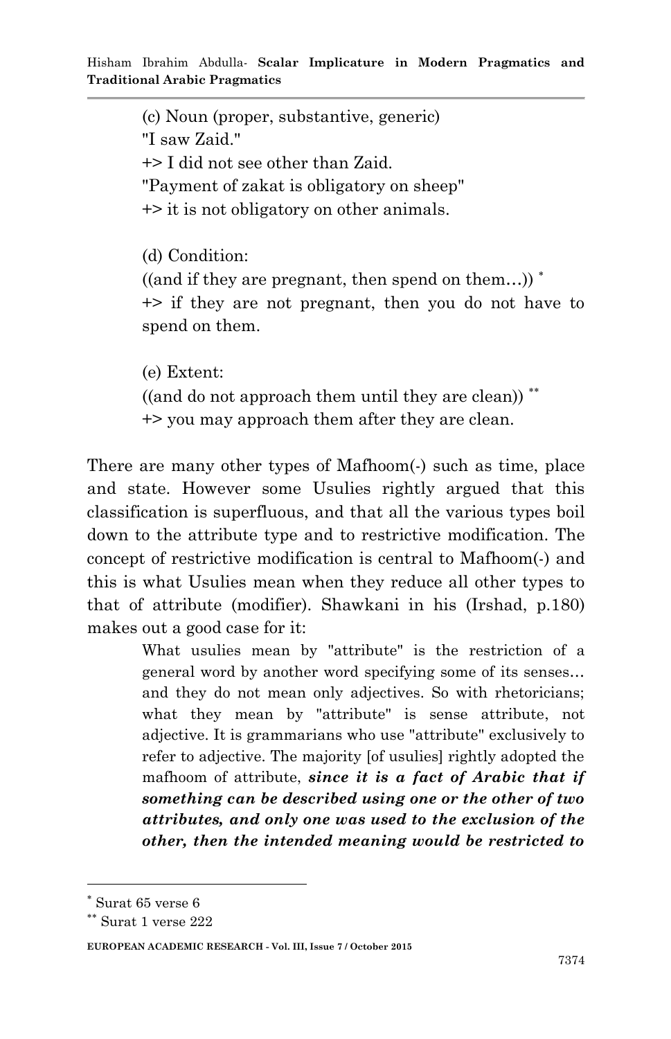(c) Noun (proper, substantive, generic)
"I saw Zaid."
+> I did not see other than Zaid.
"Payment of zakat is obligatory on sheep"
+> it is not obligatory on other animals.

(d) Condition:
((and if they are pregnant, then spend on them…)) [*]
+> if they are not pregnant, then you do not have to spend on them.

(e) Extent:
((and do not approach them until they are clean)) [**]
+> you may approach them after they are clean.

There are many other types of Mafhoom(-) such as time, place and state. However some Usulies rightly argued that this classification is superfluous, and that all the various types boil down to the attribute type and to restrictive modification. The concept of restrictive modification is central to Mafhoom(-) and this is what Usulies mean when they reduce all other types to that of attribute (modifier). Shawkani in his (Irshad, p.180) makes out a good case for it:

> What usulies mean by "attribute" is the restriction of a general word by another word specifying some of its senses… and they do not mean only adjectives. So with rhetoricians; what they mean by "attribute" is sense attribute, not adjective. It is grammarians who use "attribute" exclusively to refer to adjective. The majority [of usulies] rightly adopted the mafhoom of attribute, ***since it is a fact of Arabic that if something can be described using one or the other of two attributes, and only one was used to the exclusion of the other, then the intended meaning would be restricted to***

---

[*] Surat 65 verse 6

[**] Surat 1 verse 222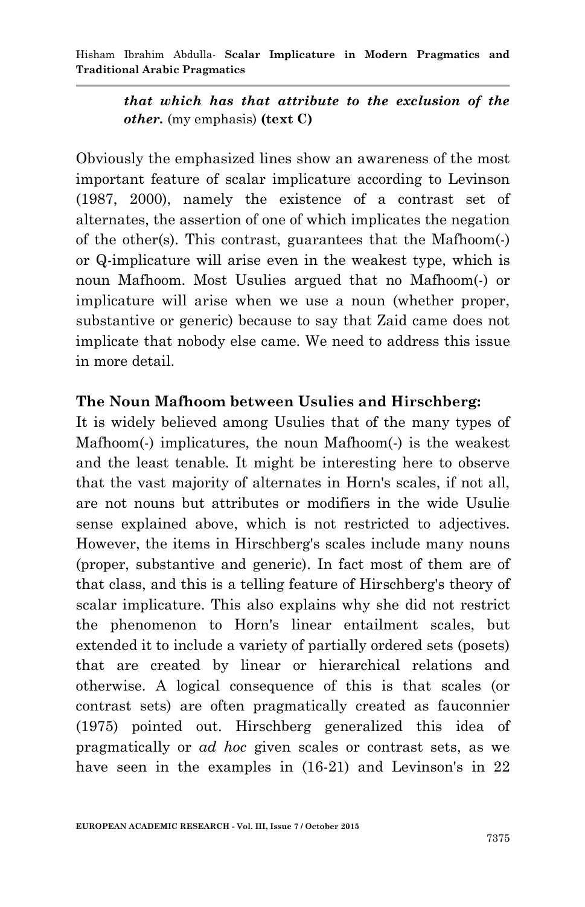***that which has that attribute to the exclusion of the other.*** (my emphasis) **(text C)**

Obviously the emphasized lines show an awareness of the most important feature of scalar implicature according to Levinson (1987, 2000), namely the existence of a contrast set of alternates, the assertion of one of which implicates the negation of the other(s). This contrast, guarantees that the Mafhoom(-) or Q-implicature will arise even in the weakest type, which is noun Mafhoom. Most Usulies argued that no Mafhoom(-) or implicature will arise when we use a noun (whether proper, substantive or generic) because to say that Zaid came does not implicate that nobody else came. We need to address this issue in more detail.

## The Noun Mafhoom between Usulies and Hirschberg:

It is widely believed among Usulies that of the many types of Mafhoom(-) implicatures, the noun Mafhoom(-) is the weakest and the least tenable. It might be interesting here to observe that the vast majority of alternates in Horn's scales, if not all, are not nouns but attributes or modifiers in the wide Usulie sense explained above, which is not restricted to adjectives. However, the items in Hirschberg's scales include many nouns (proper, substantive and generic). In fact most of them are of that class, and this is a telling feature of Hirschberg's theory of scalar implicature. This also explains why she did not restrict the phenomenon to Horn's linear entailment scales, but extended it to include a variety of partially ordered sets (posets) that are created by linear or hierarchical relations and otherwise. A logical consequence of this is that scales (or contrast sets) are often pragmatically created as fauconnier (1975) pointed out. Hirschberg generalized this idea of pragmatically or *ad hoc* given scales or contrast sets, as we have seen in the examples in (16-21) and Levinson's in 22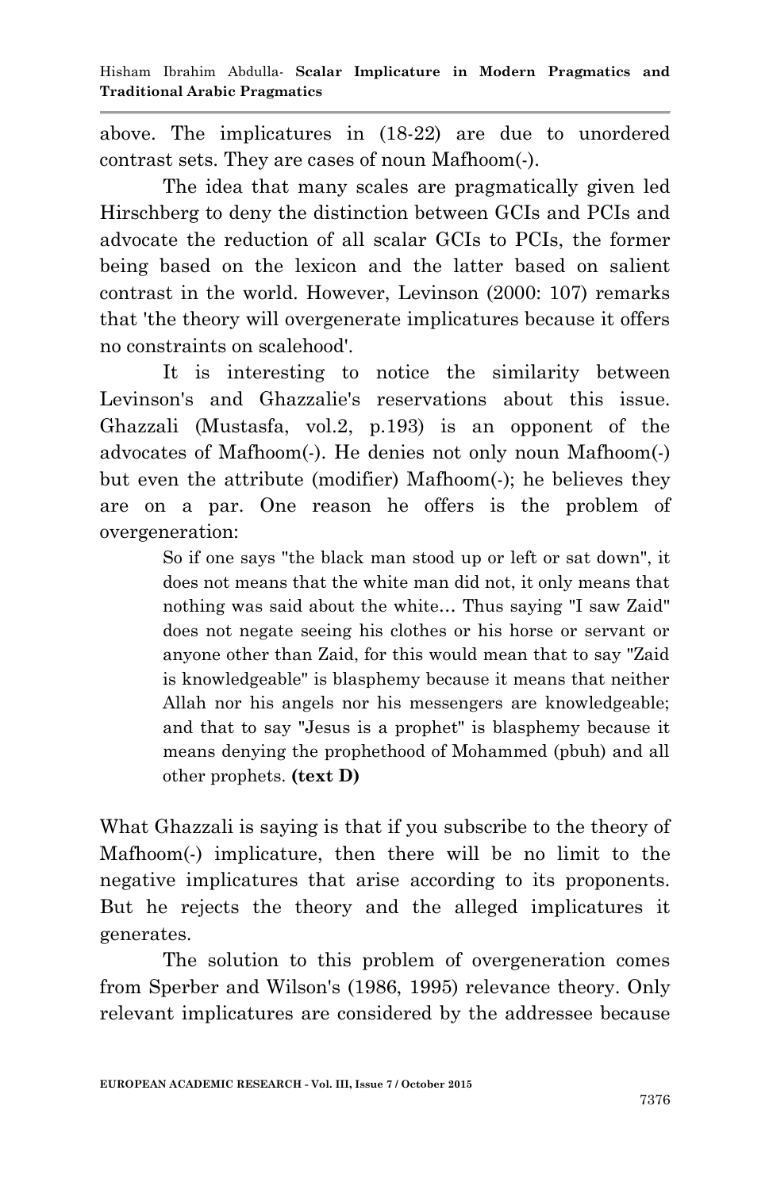above. The implicatures in (18-22) are due to unordered contrast sets. They are cases of noun Mafhoom(-).

The idea that many scales are pragmatically given led Hirschberg to deny the distinction between GCIs and PCIs and advocate the reduction of all scalar GCIs to PCIs, the former being based on the lexicon and the latter based on salient contrast in the world. However, Levinson (2000: 107) remarks that 'the theory will overgenerate implicatures because it offers no constraints on scalehood'.

It is interesting to notice the similarity between Levinson's and Ghazzalie's reservations about this issue. Ghazzali (Mustasfa, vol.2, p.193) is an opponent of the advocates of Mafhoom(-). He denies not only noun Mafhoom(-) but even the attribute (modifier) Mafhoom(-); he believes they are on a par. One reason he offers is the problem of overgeneration:

> So if one says "the black man stood up or left or sat down", it does not means that the white man did not, it only means that nothing was said about the white… Thus saying "I saw Zaid" does not negate seeing his clothes or his horse or servant or anyone other than Zaid, for this would mean that to say "Zaid is knowledgeable" is blasphemy because it means that neither Allah nor his angels nor his messengers are knowledgeable; and that to say "Jesus is a prophet" is blasphemy because it means denying the prophethood of Mohammed (pbuh) and all other prophets. **(text D)**

What Ghazzali is saying is that if you subscribe to the theory of Mafhoom(-) implicature, then there will be no limit to the negative implicatures that arise according to its proponents. But he rejects the theory and the alleged implicatures it generates.

The solution to this problem of overgeneration comes from Sperber and Wilson's (1986, 1995) relevance theory. Only relevant implicatures are considered by the addressee because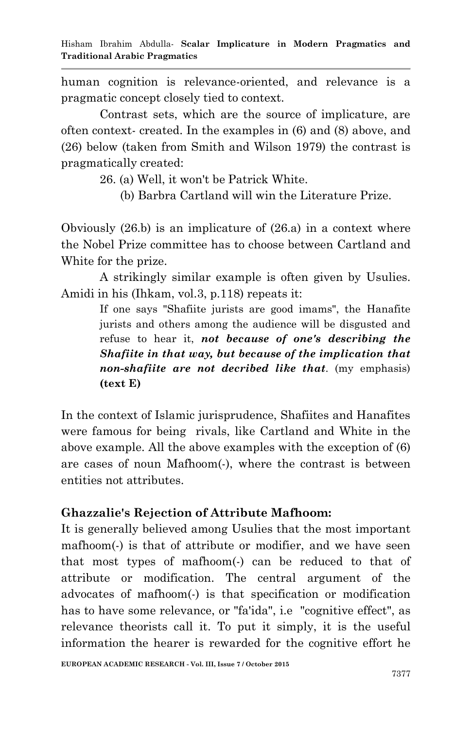human cognition is relevance-oriented, and relevance is a pragmatic concept closely tied to context.

Contrast sets, which are the source of implicature, are often context- created. In the examples in (6) and (8) above, and (26) below (taken from Smith and Wilson 1979) the contrast is pragmatically created:

26. (a) Well, it won't be Patrick White.
    (b) Barbra Cartland will win the Literature Prize.

Obviously (26.b) is an implicature of (26.a) in a context where the Nobel Prize committee has to choose between Cartland and White for the prize.

A strikingly similar example is often given by Usulies. Amidi in his (Ihkam, vol.3, p.118) repeats it:

> If one says "Shafiite jurists are good imams", the Hanafite jurists and others among the audience will be disgusted and refuse to hear it, ***not because of one's describing the Shafiite in that way, but because of the implication that non-shafiite are not decribed like that***. (my emphasis) **(text E)**

In the context of Islamic jurisprudence, Shafiites and Hanafites were famous for being rivals, like Cartland and White in the above example. All the above examples with the exception of (6) are cases of noun Mafhoom(-), where the contrast is between entities not attributes.

## Ghazzalie's Rejection of Attribute Mafhoom:

It is generally believed among Usulies that the most important mafhoom(-) is that of attribute or modifier, and we have seen that most types of mafhoom(-) can be reduced to that of attribute or modification. The central argument of the advocates of mafhoom(-) is that specification or modification has to have some relevance, or "fa'ida", i.e "cognitive effect", as relevance theorists call it. To put it simply, it is the useful information the hearer is rewarded for the cognitive effort he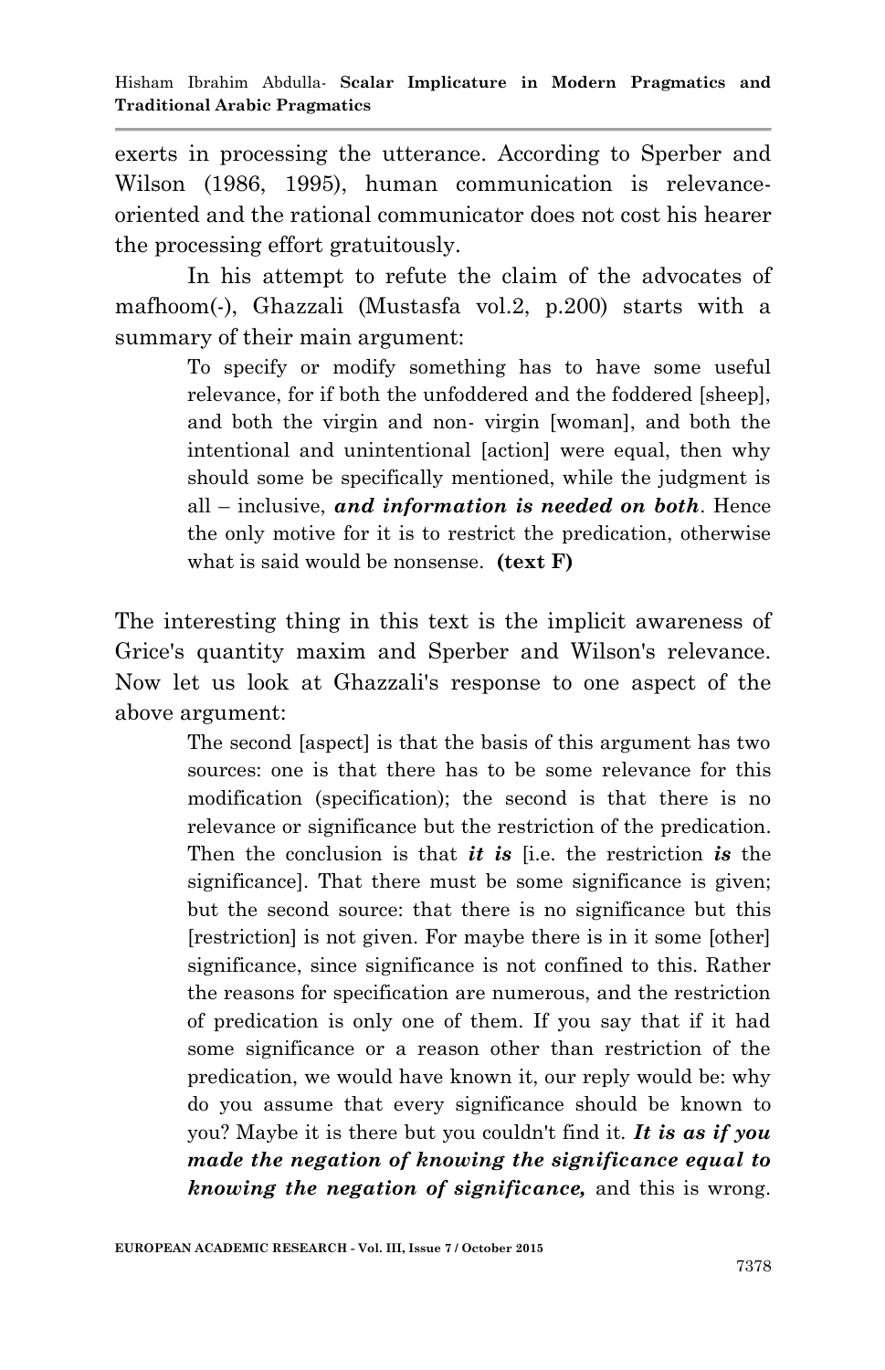exerts in processing the utterance. According to Sperber and Wilson (1986, 1995), human communication is relevance-oriented and the rational communicator does not cost his hearer the processing effort gratuitously.

In his attempt to refute the claim of the advocates of mafhoom(-), Ghazzali (Mustasfa vol.2, p.200) starts with a summary of their main argument:

> To specify or modify something has to have some useful relevance, for if both the unfoddered and the foddered [sheep], and both the virgin and non- virgin [woman], and both the intentional and unintentional [action] were equal, then why should some be specifically mentioned, while the judgment is all – inclusive, ***and information is needed on both***. Hence the only motive for it is to restrict the predication, otherwise what is said would be nonsense. **(text F)**

The interesting thing in this text is the implicit awareness of Grice's quantity maxim and Sperber and Wilson's relevance. Now let us look at Ghazzali's response to one aspect of the above argument:

> The second [aspect] is that the basis of this argument has two sources: one is that there has to be some relevance for this modification (specification); the second is that there is no relevance or significance but the restriction of the predication. Then the conclusion is that ***it is*** [i.e. the restriction ***is*** the significance]. That there must be some significance is given; but the second source: that there is no significance but this [restriction] is not given. For maybe there is in it some [other] significance, since significance is not confined to this. Rather the reasons for specification are numerous, and the restriction of predication is only one of them. If you say that if it had some significance or a reason other than restriction of the predication, we would have known it, our reply would be: why do you assume that every significance should be known to you? Maybe it is there but you couldn't find it. ***It is as if you made the negation of knowing the significance equal to knowing the negation of significance,*** and this is wrong.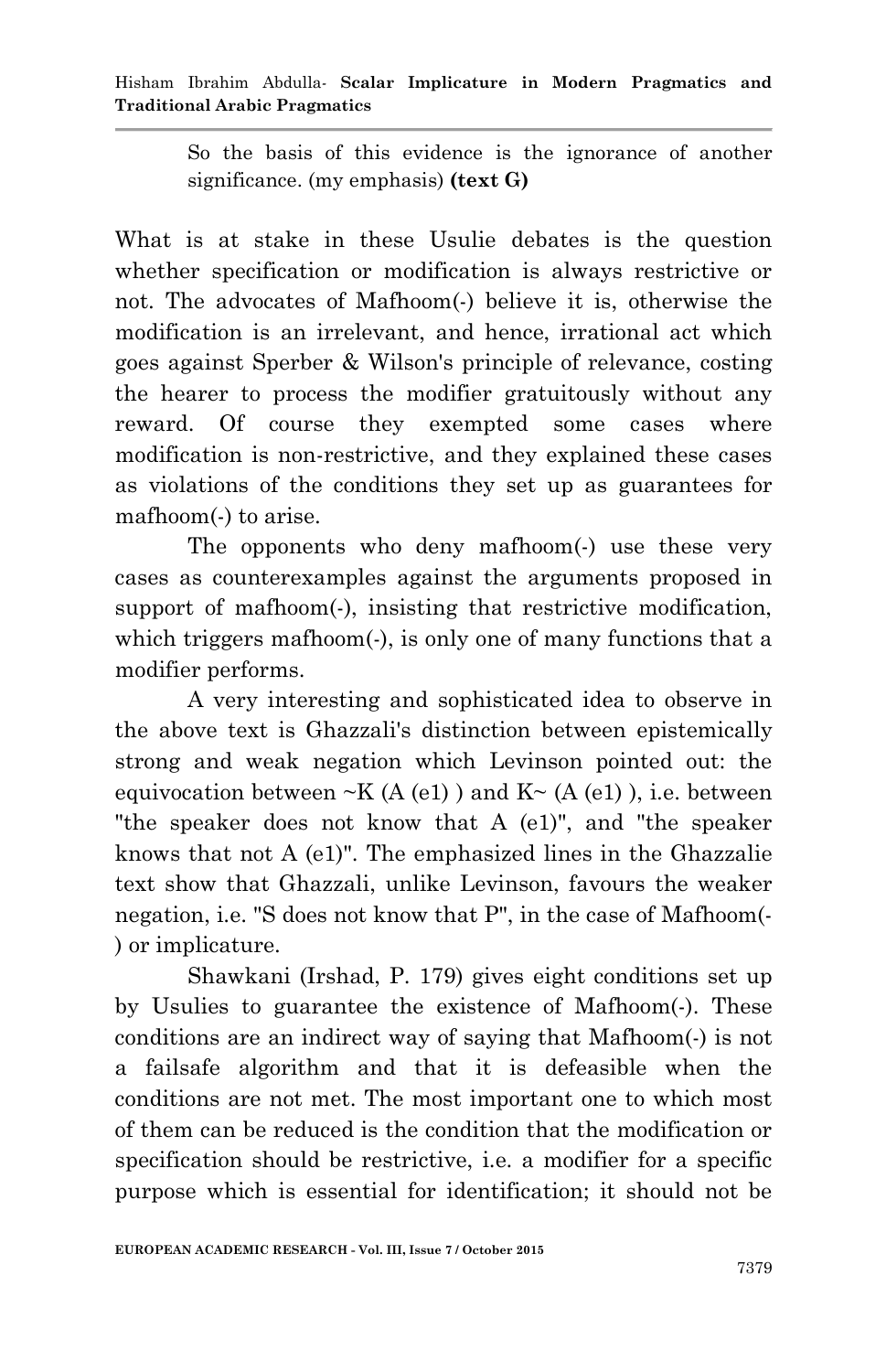So the basis of this evidence is the ignorance of another significance. (my emphasis) **(text G)**

What is at stake in these Usulie debates is the question whether specification or modification is always restrictive or not. The advocates of Mafhoom(-) believe it is, otherwise the modification is an irrelevant, and hence, irrational act which goes against Sperber & Wilson's principle of relevance, costing the hearer to process the modifier gratuitously without any reward. Of course they exempted some cases where modification is non-restrictive, and they explained these cases as violations of the conditions they set up as guarantees for mafhoom(-) to arise.

The opponents who deny mafhoom(-) use these very cases as counterexamples against the arguments proposed in support of mafhoom(-), insisting that restrictive modification, which triggers mafhoom(-), is only one of many functions that a modifier performs.

A very interesting and sophisticated idea to observe in the above text is Ghazzali's distinction between epistemically strong and weak negation which Levinson pointed out: the equivocation between ~K (A (e1) ) and K~ (A (e1) ), i.e. between "the speaker does not know that A (e1)", and "the speaker knows that not A (e1)". The emphasized lines in the Ghazzalie text show that Ghazzali, unlike Levinson, favours the weaker negation, i.e. "S does not know that P", in the case of Mafhoom(-) or implicature.

Shawkani (Irshad, P. 179) gives eight conditions set up by Usulies to guarantee the existence of Mafhoom(-). These conditions are an indirect way of saying that Mafhoom(-) is not a failsafe algorithm and that it is defeasible when the conditions are not met. The most important one to which most of them can be reduced is the condition that the modification or specification should be restrictive, i.e. a modifier for a specific purpose which is essential for identification; it should not be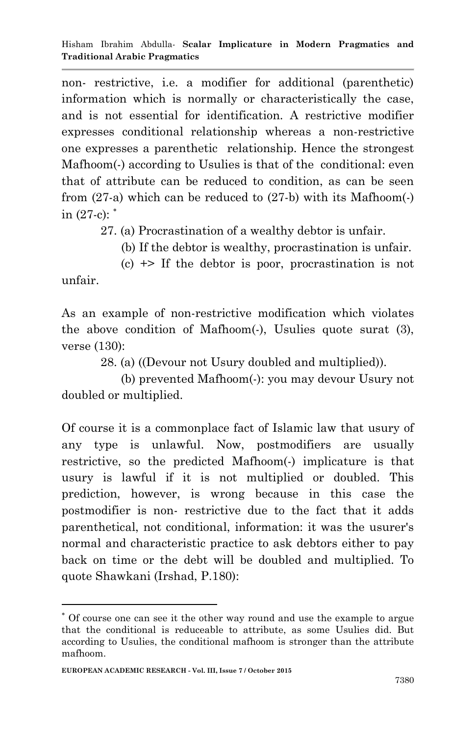non- restrictive, i.e. a modifier for additional (parenthetic) information which is normally or characteristically the case, and is not essential for identification. A restrictive modifier expresses conditional relationship whereas a non-restrictive one expresses a parenthetic relationship. Hence the strongest Mafhoom(-) according to Usulies is that of the conditional: even that of attribute can be reduced to condition, as can be seen from (27-a) which can be reduced to (27-b) with its Mafhoom(-) in (27-c): [*]

27. (a) Procrastination of a wealthy debtor is unfair.

(b) If the debtor is wealthy, procrastination is unfair.

(c) +> If the debtor is poor, procrastination is not unfair.

As an example of non-restrictive modification which violates the above condition of Mafhoom(-), Usulies quote surat (3), verse (130):

28. (a) ((Devour not Usury doubled and multiplied)).

(b) prevented Mafhoom(-): you may devour Usury not doubled or multiplied.

Of course it is a commonplace fact of Islamic law that usury of any type is unlawful. Now, postmodifiers are usually restrictive, so the predicted Mafhoom(-) implicature is that usury is lawful if it is not multiplied or doubled. This prediction, however, is wrong because in this case the postmodifier is non- restrictive due to the fact that it adds parenthetical, not conditional, information: it was the usurer's normal and characteristic practice to ask debtors either to pay back on time or the debt will be doubled and multiplied. To quote Shawkani (Irshad, P.180):

---

[*] Of course one can see it the other way round and use the example to argue that the conditional is reduceable to attribute, as some Usulies did. But according to Usulies, the conditional mafhoom is stronger than the attribute mafhoom.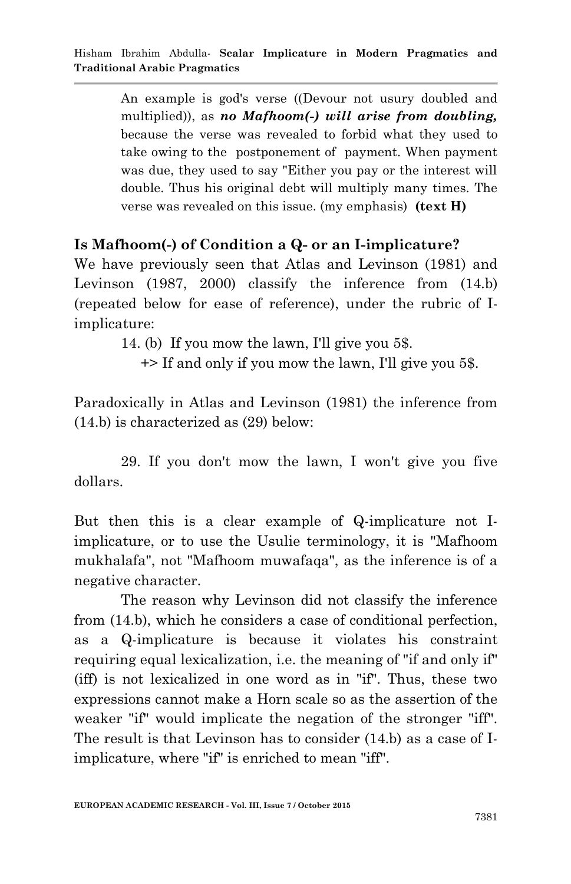> An example is god's verse ((Devour not usury doubled and multiplied)), as ***no Mafhoom(-) will arise from doubling,*** because the verse was revealed to forbid what they used to take owing to the postponement of payment. When payment was due, they used to say "Either you pay or the interest will double. Thus his original debt will multiply many times. The verse was revealed on this issue. (my emphasis) **(text H)**

## Is Mafhoom(-) of Condition a Q- or an I-implicature?

We have previously seen that Atlas and Levinson (1981) and Levinson (1987, 2000) classify the inference from (14.b) (repeated below for ease of reference), under the rubric of I-implicature:

14. (b) If you mow the lawn, I'll give you 5$.
 +> If and only if you mow the lawn, I'll give you 5$.

Paradoxically in Atlas and Levinson (1981) the inference from (14.b) is characterized as (29) below:

29. If you don't mow the lawn, I won't give you five dollars.

But then this is a clear example of Q-implicature not I-implicature, or to use the Usulie terminology, it is "Mafhoom mukhalafa", not "Mafhoom muwafaqa", as the inference is of a negative character.

The reason why Levinson did not classify the inference from (14.b), which he considers a case of conditional perfection, as a Q-implicature is because it violates his constraint requiring equal lexicalization, i.e. the meaning of "if and only if" (iff) is not lexicalized in one word as in "if". Thus, these two expressions cannot make a Horn scale so as the assertion of the weaker "if" would implicate the negation of the stronger "iff". The result is that Levinson has to consider (14.b) as a case of I-implicature, where "if" is enriched to mean "iff".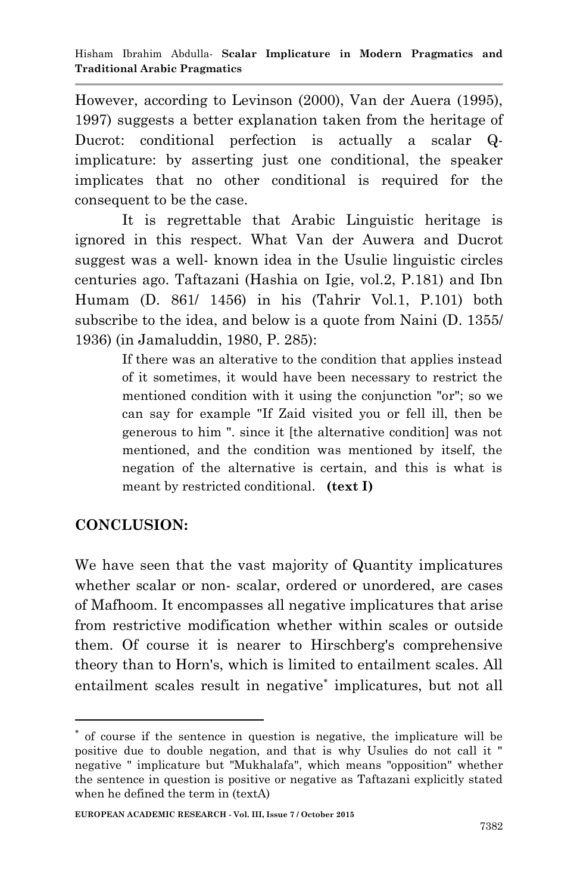However, according to Levinson (2000), Van der Auera (1995), 1997) suggests a better explanation taken from the heritage of Ducrot: conditional perfection is actually a scalar Q-implicature: by asserting just one conditional, the speaker implicates that no other conditional is required for the consequent to be the case.

It is regrettable that Arabic Linguistic heritage is ignored in this respect. What Van der Auwera and Ducrot suggest was a well- known idea in the Usulie linguistic circles centuries ago. Taftazani (Hashia on Igie, vol.2, P.181) and Ibn Humam (D. 861/ 1456) in his (Tahrir Vol.1, P.101) both subscribe to the idea, and below is a quote from Naini (D. 1355/ 1936) (in Jamaluddin, 1980, P. 285):

> If there was an alterative to the condition that applies instead of it sometimes, it would have been necessary to restrict the mentioned condition with it using the conjunction "or"; so we can say for example "If Zaid visited you or fell ill, then be generous to him ". since it [the alternative condition] was not mentioned, and the condition was mentioned by itself, the negation of the alternative is certain, and this is what is meant by restricted conditional. **(text I)**

## CONCLUSION:

We have seen that the vast majority of Quantity implicatures whether scalar or non- scalar, ordered or unordered, are cases of Mafhoom. It encompasses all negative implicatures that arise from restrictive modification whether within scales or outside them. Of course it is nearer to Hirschberg's comprehensive theory than to Horn's, which is limited to entailment scales. All entailment scales result in negative* implicatures, but not all

* of course if the sentence in question is negative, the implicature will be positive due to double negation, and that is why Usulies do not call it " negative " implicature but "Mukhalafa", which means "opposition" whether the sentence in question is positive or negative as Taftazani explicitly stated when he defined the term in (textA)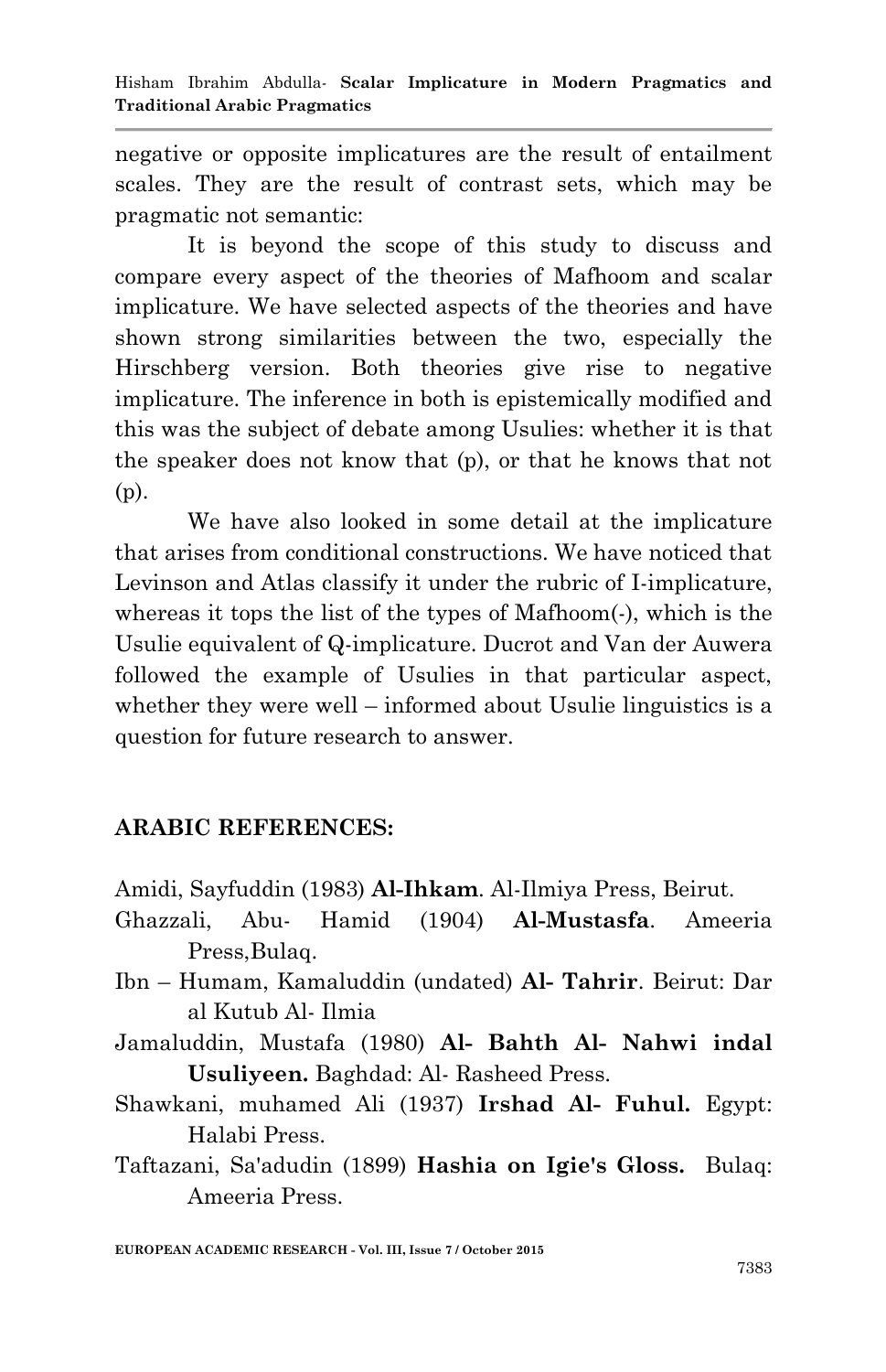negative or opposite implicatures are the result of entailment scales. They are the result of contrast sets, which may be pragmatic not semantic:

It is beyond the scope of this study to discuss and compare every aspect of the theories of Mafhoom and scalar implicature. We have selected aspects of the theories and have shown strong similarities between the two, especially the Hirschberg version. Both theories give rise to negative implicature. The inference in both is epistemically modified and this was the subject of debate among Usulies: whether it is that the speaker does not know that (p), or that he knows that not (p).

We have also looked in some detail at the implicature that arises from conditional constructions. We have noticed that Levinson and Atlas classify it under the rubric of I-implicature, whereas it tops the list of the types of Mafhoom(-), which is the Usulie equivalent of Q-implicature. Ducrot and Van der Auwera followed the example of Usulies in that particular aspect, whether they were well – informed about Usulie linguistics is a question for future research to answer.

## ARABIC REFERENCES:

Amidi, Sayfuddin (1983) **Al-Ihkam**. Al-Ilmiya Press, Beirut.

Ghazzali, Abu- Hamid (1904) **Al-Mustasfa**. Ameeria Press,Bulaq.

Ibn – Humam, Kamaluddin (undated) **Al- Tahrir**. Beirut: Dar al Kutub Al- Ilmia

Jamaluddin, Mustafa (1980) **Al- Bahth Al- Nahwi indal Usuliyeen.** Baghdad: Al- Rasheed Press.

Shawkani, muhamed Ali (1937) **Irshad Al- Fuhul.** Egypt: Halabi Press.

Taftazani, Sa'adudin (1899) **Hashia on Igie's Gloss.** Bulaq: Ameeria Press.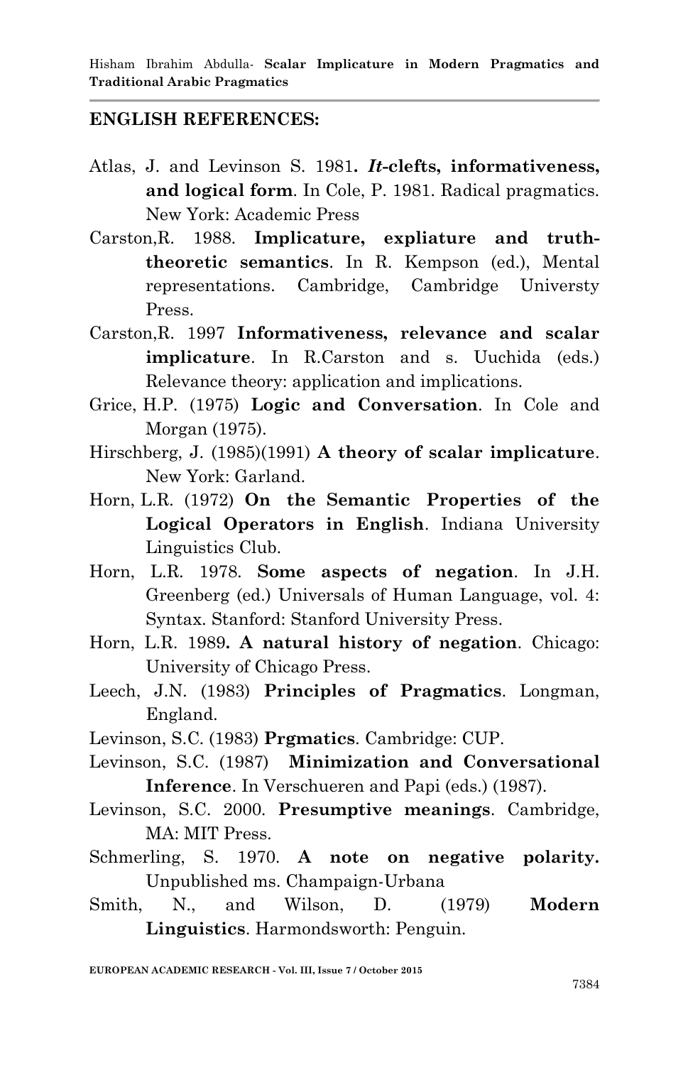## ENGLISH REFERENCES:

Atlas, J. and Levinson S. 1981**. *It*-clefts, informativeness, and logical form**. In Cole, P. 1981. Radical pragmatics. New York: Academic Press

Carston,R. 1988. **Implicature, expliature and truth-theoretic semantics**. In R. Kempson (ed.), Mental representations. Cambridge, Cambridge Universty Press.

Carston,R. 1997 **Informativeness, relevance and scalar implicature**. In R.Carston and s. Uuchida (eds.) Relevance theory: application and implications.

Grice, H.P. (1975) **Logic and Conversation**. In Cole and Morgan (1975).

Hirschberg, J. (1985)(1991) **A theory of scalar implicature**. New York: Garland.

Horn, L.R. (1972) **On the Semantic Properties of the Logical Operators in English**. Indiana University Linguistics Club.

Horn, L.R. 1978. **Some aspects of negation**. In J.H. Greenberg (ed.) Universals of Human Language, vol. 4: Syntax. Stanford: Stanford University Press.

Horn, L.R. 1989**. A natural history of negation**. Chicago: University of Chicago Press.

Leech, J.N. (1983) **Principles of Pragmatics**. Longman, England.

Levinson, S.C. (1983) **Prgmatics**. Cambridge: CUP.

Levinson, S.C. (1987) **Minimization and Conversational Inference**. In Verschueren and Papi (eds.) (1987).

Levinson, S.C. 2000. **Presumptive meanings**. Cambridge, MA: MIT Press.

Schmerling, S. 1970. **A note on negative polarity.** Unpublished ms. Champaign-Urbana

Smith, N., and Wilson, D. (1979) **Modern Linguistics**. Harmondsworth: Penguin.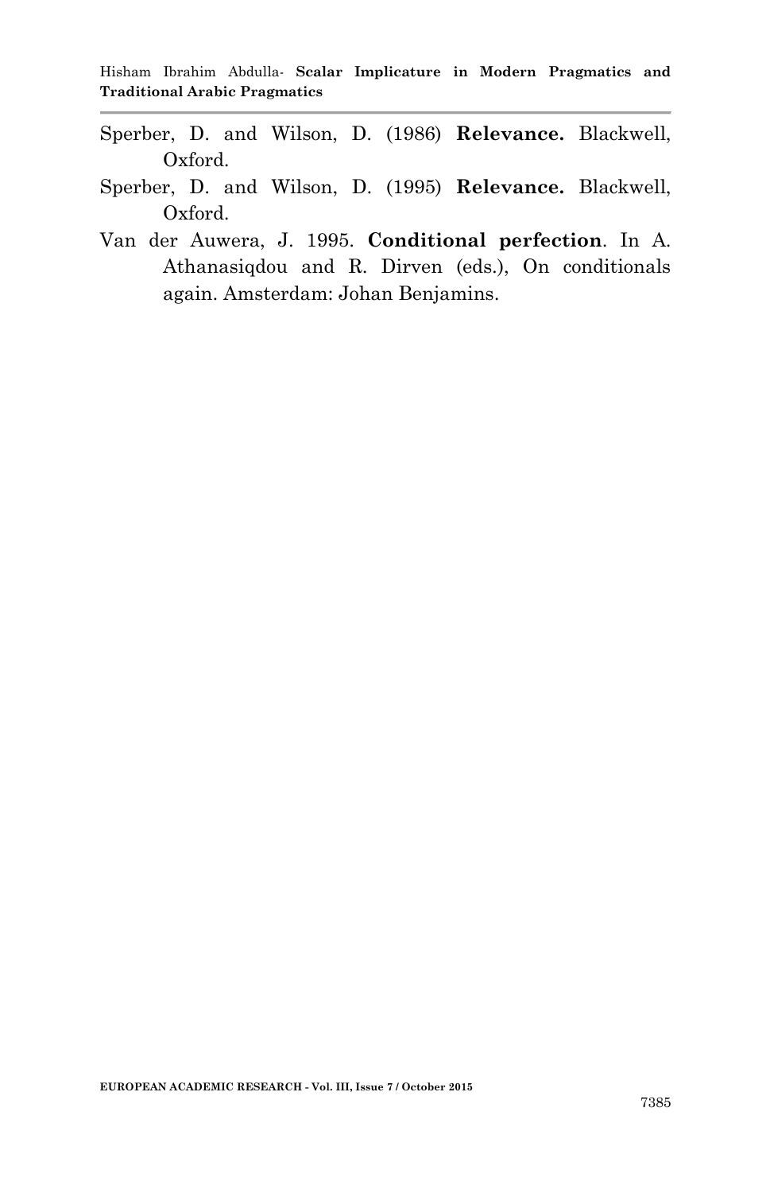Sperber, D. and Wilson, D. (1986) **Relevance.** Blackwell, Oxford.

Sperber, D. and Wilson, D. (1995) **Relevance.** Blackwell, Oxford.

Van der Auwera, J. 1995. **Conditional perfection**. In A. Athanasiqdou and R. Dirven (eds.), On conditionals again. Amsterdam: Johan Benjamins.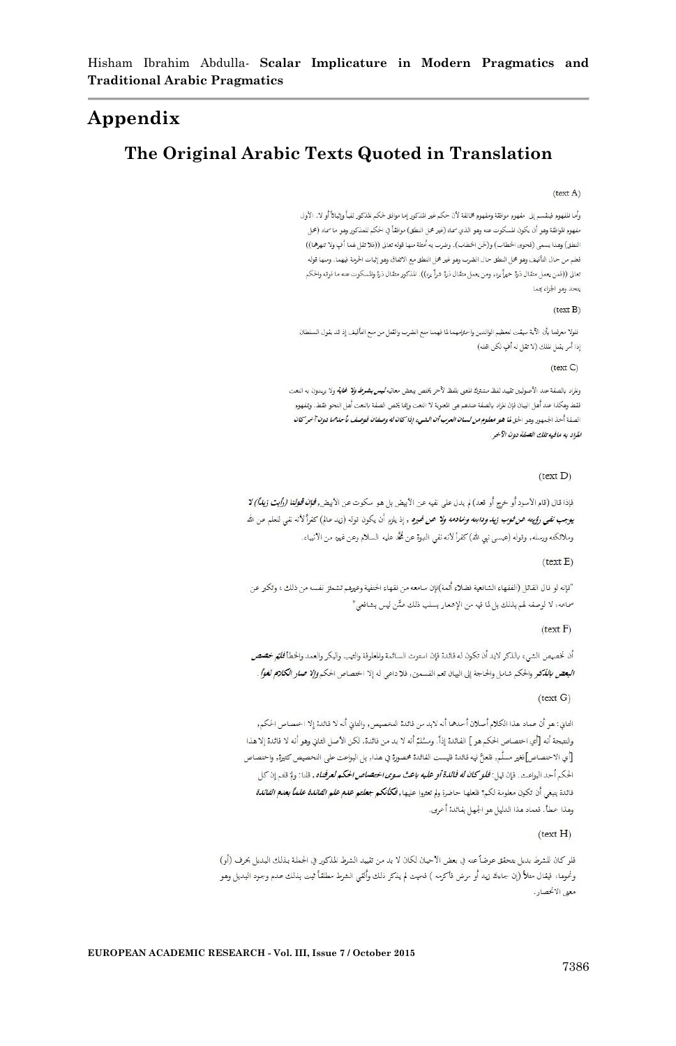# Appendix

## The Original Arabic Texts Quoted in Translation

(text A)

وأما المفهوم فينقسم إلى مفهوم موافقة ومفهوم مخالفة لأن حكم غير المذكور إما موافق لحكم المذكور نفياً وإثباتاً أو لا. الأول مفهوم الموافقة وهو أن يكون المسكوت عنه وهو الذي سماه (غير محل النطق) موافقاً في الحكم للمذكور وهو ما سماه (محل النطق) وهذا يسمى (فحوى الخطاب) و(لحن الخطاب). وضرب له أمثلة منها قوله تعالى ((فلا تقل لهما أف ولا تنهرهما)) تعلم من حال التأفيف وهو محل النطق حال الضرب وهو غير محل النطق مع الاتفاق وهو إثبات الحرمة فيهما. ومنها قوله تعالى ((فمن يعمل مثقال ذرة خيراً يره، ومن يعمل مثقال ذرة شراً يره)). المذكور مثقال ذرة والمسكوت عنه ما دونه والحكم يتحد وهو الجزاء بهما

(text B)

فلولا معرفتنا بأن الآية سيقت لتعظيم الوالدين واحترامهما لما فهمنا منع الضرب والقتل من منع التأفيف إذ قد يقول السلطان إذا أمر بقتل ملك (لا تقل له أف لكن اقتله)

(text C)

والمراد بالصفة عند الأصوليين تقييد لفظ مشترك المعنى بلفظ آخر يختص ببعض معانيه ***ليس بشرط ولا غاية*** ولا يريدون به النعت فقط وهكذا عند أهل البيان فإن المراد بالصفة عندهم هي المعنوية لا النعت وإنما يخص الصفة بالنعت أهل النحو فقط. وبمفهوم الصفة أخذ الجمهور وهو الحق ***لما هو معلوم من لسان العرب أن الشيء إذا كان له وصفان فوصف بأحدهما دون الآخر كان المراد به ما فيه تلك الصفة دون الآخر.***

(text D)

فإذا قال (قام الأسود أو خرج أو قعد) لم يدل على نفيه عن الأبيض بل هو سكوت عن الأبيض ***فإن قولنا (رأيت زيداً) لا يوجب نفي رؤيته من ثوب زيد ودابته وخادمه ولا عن غيره*** ، إذ يلزم أن يكون قوله (زيد عالم) كفراً لأنه نفي للعلم عن الله وملائكته ورسله، وقوله (عيسى نبي الله) كفراً لأنه نفي النبوة عن محمد عليه السلام وعن غيره من الأنبياء.

(text E)

"فإنه لو قال القائل (الفقهاء الشافعية فضلاء أئمة)فإن سامعه من فقهاء الحنفية وغيرهم تشمئز نفسه من ذلك ، وتكبر عن صاحبه، لا لوصفه لهم بذلك بل لما فيه من الإشعار بسلب ذلك عمّن ليس بشافعي"

(text F)

أن تخصيص الشيء بالذكر لابد أن تكون له فائدة فإن اسوت السائمة والمعلوفة والثيب والبكر والعمد والخطأ ***فلم خصص البعض بالذكر*** والحكم شامل والحاجة إلى البيان تعم القسمين، فلا داعي له إلا اختصاص الحكم ***وإلا صار الكلام لغواً.***

(text G)

الثاني: هو أن عماد هذا الكلام أصلان أحدهما أنه لابد من فائدة التخصيص، والثاني أنه لا فائدة إلا اختصاص الحكم، والنتيجة أنه [أي اختصاص الحكم هو ] الفائدة إذاً. ومسلّمٌ أنه لا بد من فائدة، لكن الأصل الثاني وهو أنه لا فائدة إلا هذا [أي الاختصاص]غير مسلّم، فلعلّ فيه فائدة فليست الفائدة محصورة في هذا، بل البواعث على التخصيص كثيرة، واختصاص الحكم أحد البواعث. فإن قيل: ***فلو كان له فائدة أو عليه باعث سوى اختصاص الحكم لعرفناه***, قلنا: ولمَ قلتم إن كل فائدة ينبغي أن تكون معلومة لكم؟ فلعلها حاضرة ولم تعثروا عليها، ***فكأنكم جعلتم عدم علم الفائدة علماً بعدم الفائدة*** وهذا خطأ. فعماد هذا الدليل هو الجهل بفائدة أخرى.

(text H)

فلو كان للشرط بديل يتحقق عوضاً عنه في بعض الأحيان لكان لا بد من تقييد الشرط المذكور في الجملة بذلك البديل بحرف (أو) ونحوها، فيقال مثلاً (إن جاءك زيد أو ترس فأكرمه ) فحيث لم يذكر ذلك وألقي الشرط مطلقاً ثبت بذلك عدم وجود البديل وهو معنى الانحصار.